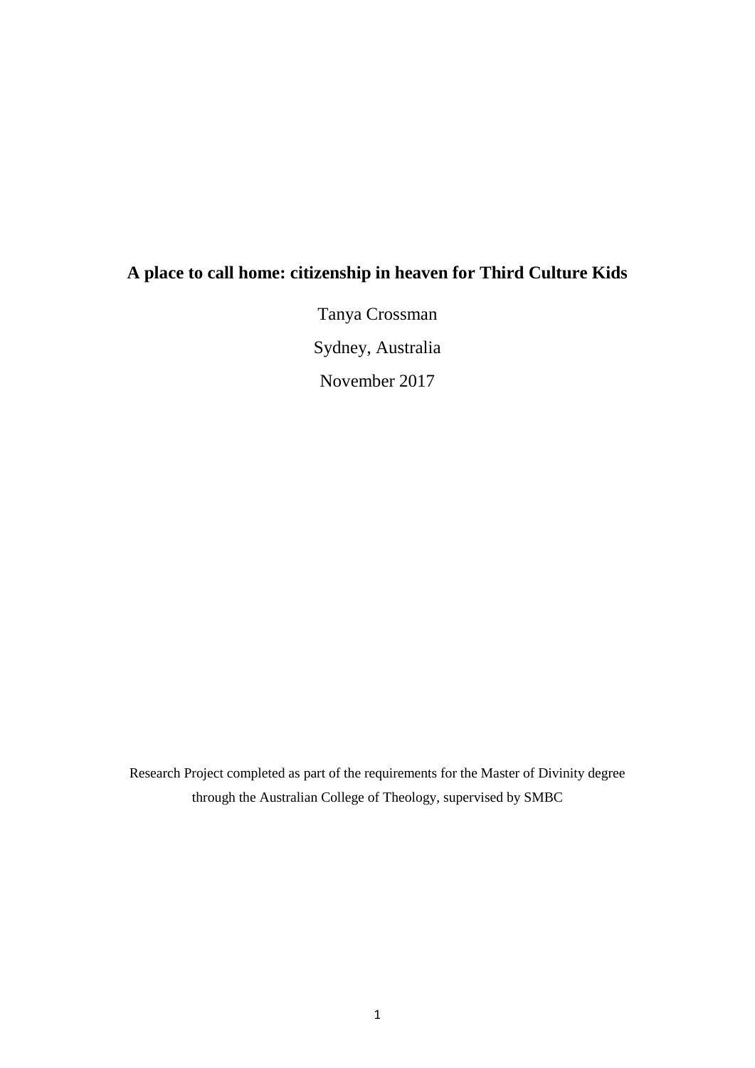# A place to call home: citizenship in heaven for Third Culture Kids

Tanya Crossman

Sydney, Australia

November 2017

Research Project completed as part of the requirements for the Master of Divinity degree through the Australian College of Theology, supervised by SMBC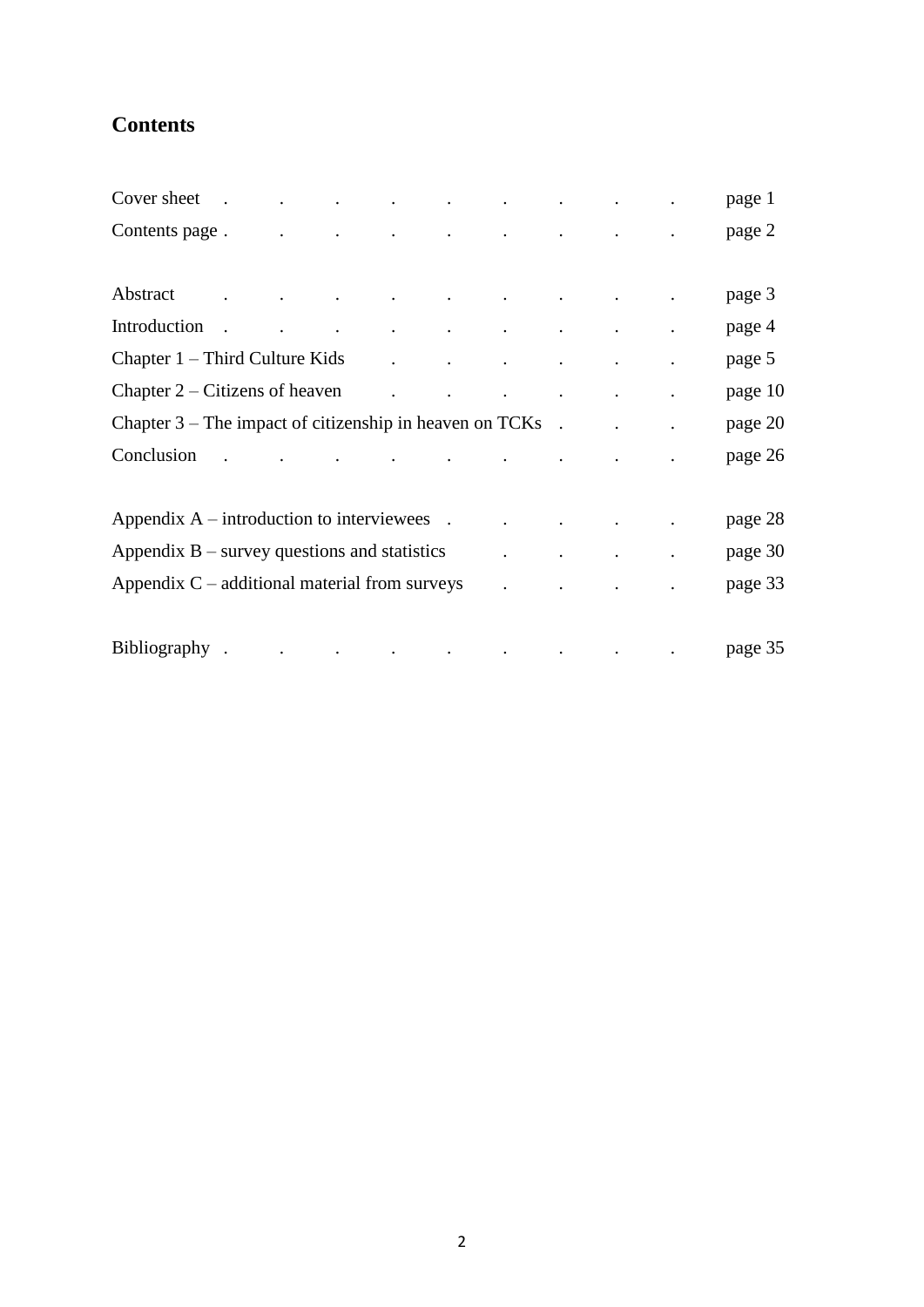## Contents

Cover sheet . . . . . . . . . page 1

Contents page . . . . . . . . . page 2

Abstract . . . . . . . . . page 3

Introduction . . . . . . . . . page 4

Chapter 1 – Third Culture Kids . . . . . . page 5

Chapter 2 – Citizens of heaven . . . . . . page 10

Chapter 3 – The impact of citizenship in heaven on TCKs . . . page 20

Conclusion . . . . . . . . . page 26

Appendix A – introduction to interviewees . . . . . page 28

Appendix B – survey questions and statistics . . . . page 30

Appendix C – additional material from surveys . . . . page 33

Bibliography . . . . . . . . . page 35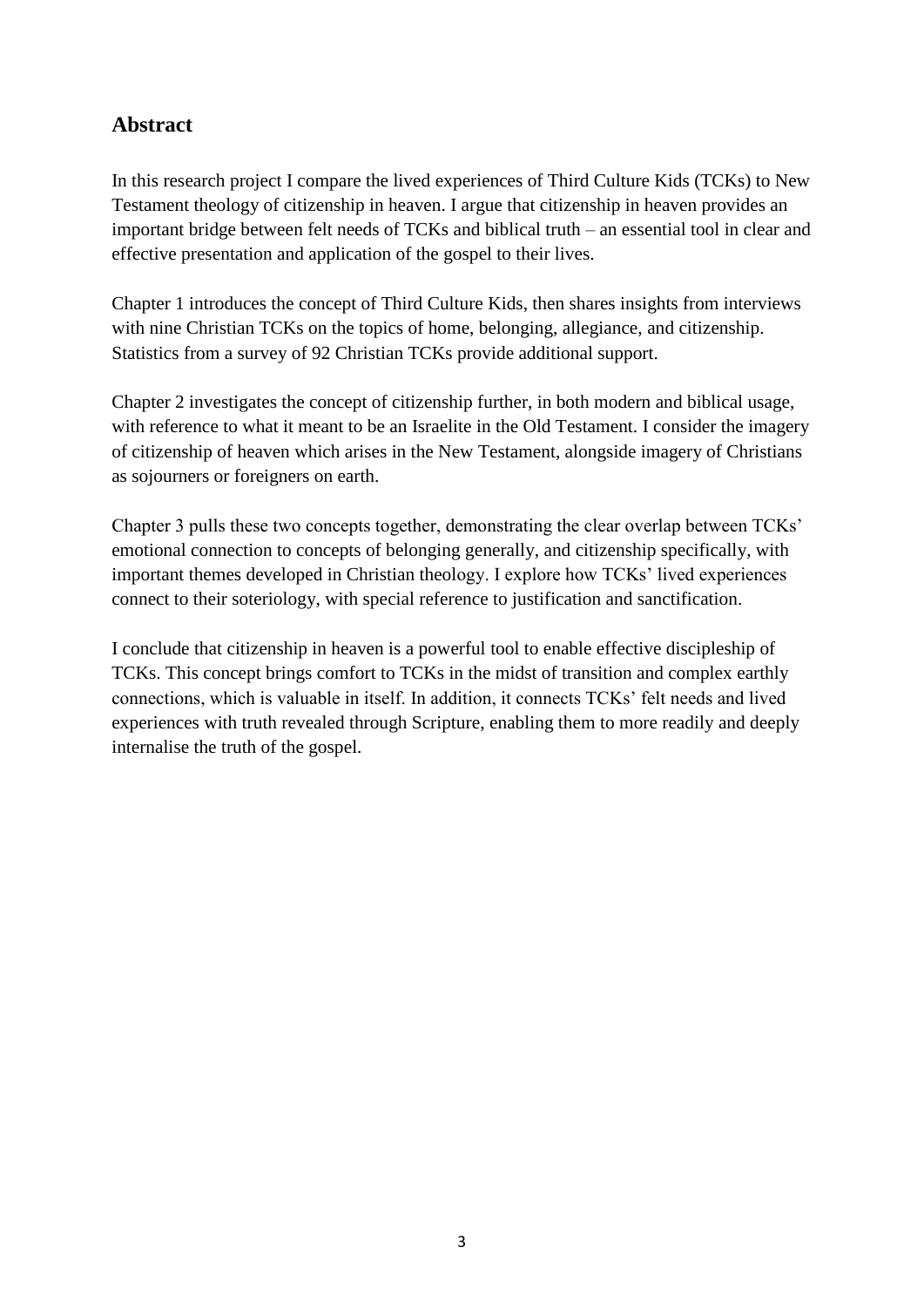## Abstract

In this research project I compare the lived experiences of Third Culture Kids (TCKs) to New Testament theology of citizenship in heaven. I argue that citizenship in heaven provides an important bridge between felt needs of TCKs and biblical truth – an essential tool in clear and effective presentation and application of the gospel to their lives.

Chapter 1 introduces the concept of Third Culture Kids, then shares insights from interviews with nine Christian TCKs on the topics of home, belonging, allegiance, and citizenship. Statistics from a survey of 92 Christian TCKs provide additional support.

Chapter 2 investigates the concept of citizenship further, in both modern and biblical usage, with reference to what it meant to be an Israelite in the Old Testament. I consider the imagery of citizenship of heaven which arises in the New Testament, alongside imagery of Christians as sojourners or foreigners on earth.

Chapter 3 pulls these two concepts together, demonstrating the clear overlap between TCKs' emotional connection to concepts of belonging generally, and citizenship specifically, with important themes developed in Christian theology. I explore how TCKs' lived experiences connect to their soteriology, with special reference to justification and sanctification.

I conclude that citizenship in heaven is a powerful tool to enable effective discipleship of TCKs. This concept brings comfort to TCKs in the midst of transition and complex earthly connections, which is valuable in itself. In addition, it connects TCKs' felt needs and lived experiences with truth revealed through Scripture, enabling them to more readily and deeply internalise the truth of the gospel.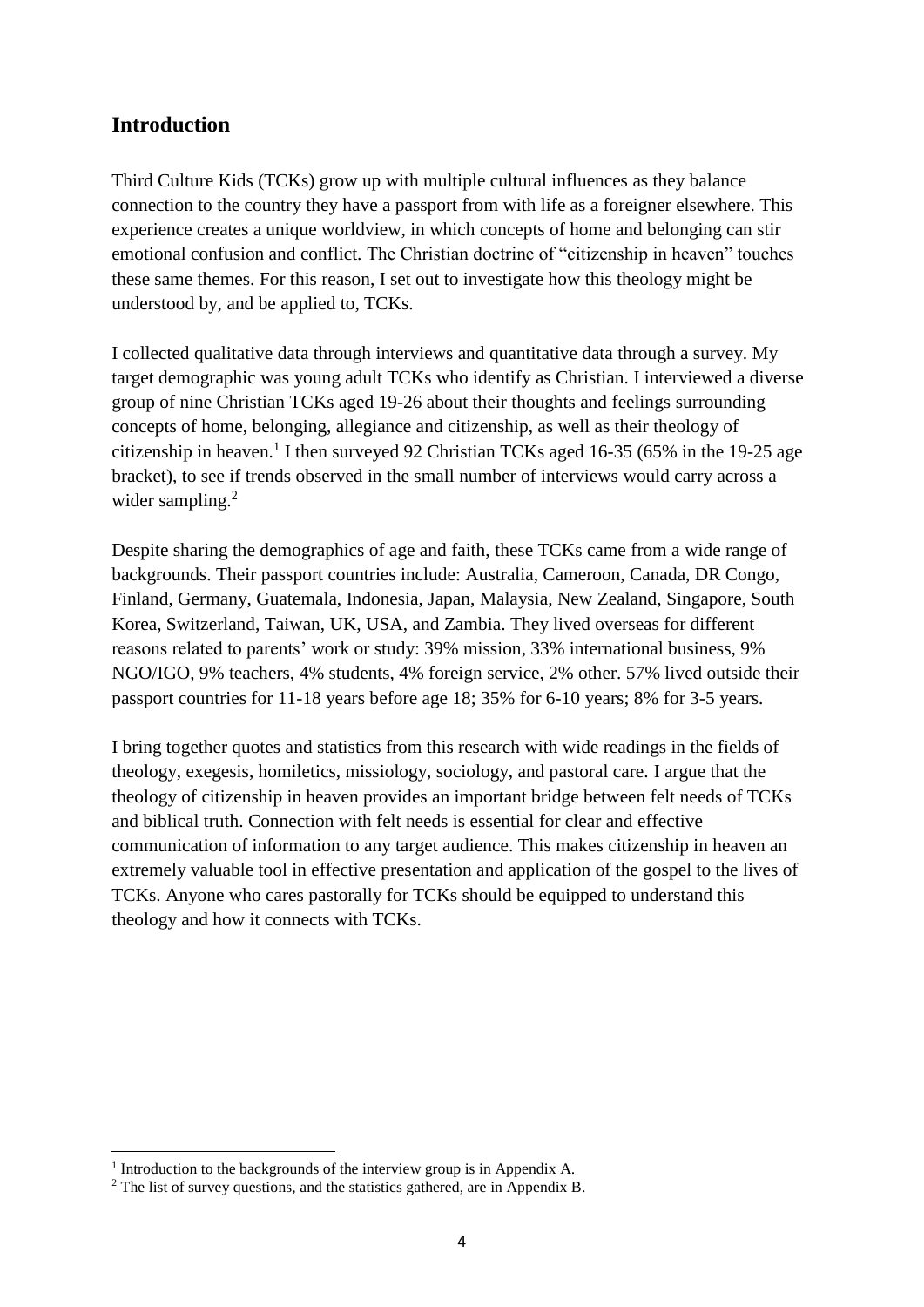## Introduction

Third Culture Kids (TCKs) grow up with multiple cultural influences as they balance connection to the country they have a passport from with life as a foreigner elsewhere. This experience creates a unique worldview, in which concepts of home and belonging can stir emotional confusion and conflict. The Christian doctrine of "citizenship in heaven" touches these same themes. For this reason, I set out to investigate how this theology might be understood by, and be applied to, TCKs.

I collected qualitative data through interviews and quantitative data through a survey. My target demographic was young adult TCKs who identify as Christian. I interviewed a diverse group of nine Christian TCKs aged 19-26 about their thoughts and feelings surrounding concepts of home, belonging, allegiance and citizenship, as well as their theology of citizenship in heaven.[1] I then surveyed 92 Christian TCKs aged 16-35 (65% in the 19-25 age bracket), to see if trends observed in the small number of interviews would carry across a wider sampling.[2]

Despite sharing the demographics of age and faith, these TCKs came from a wide range of backgrounds. Their passport countries include: Australia, Cameroon, Canada, DR Congo, Finland, Germany, Guatemala, Indonesia, Japan, Malaysia, New Zealand, Singapore, South Korea, Switzerland, Taiwan, UK, USA, and Zambia. They lived overseas for different reasons related to parents' work or study: 39% mission, 33% international business, 9% NGO/IGO, 9% teachers, 4% students, 4% foreign service, 2% other. 57% lived outside their passport countries for 11-18 years before age 18; 35% for 6-10 years; 8% for 3-5 years.

I bring together quotes and statistics from this research with wide readings in the fields of theology, exegesis, homiletics, missiology, sociology, and pastoral care. I argue that the theology of citizenship in heaven provides an important bridge between felt needs of TCKs and biblical truth. Connection with felt needs is essential for clear and effective communication of information to any target audience. This makes citizenship in heaven an extremely valuable tool in effective presentation and application of the gospel to the lives of TCKs. Anyone who cares pastorally for TCKs should be equipped to understand this theology and how it connects with TCKs.

---

[1] Introduction to the backgrounds of the interview group is in Appendix A.

[2] The list of survey questions, and the statistics gathered, are in Appendix B.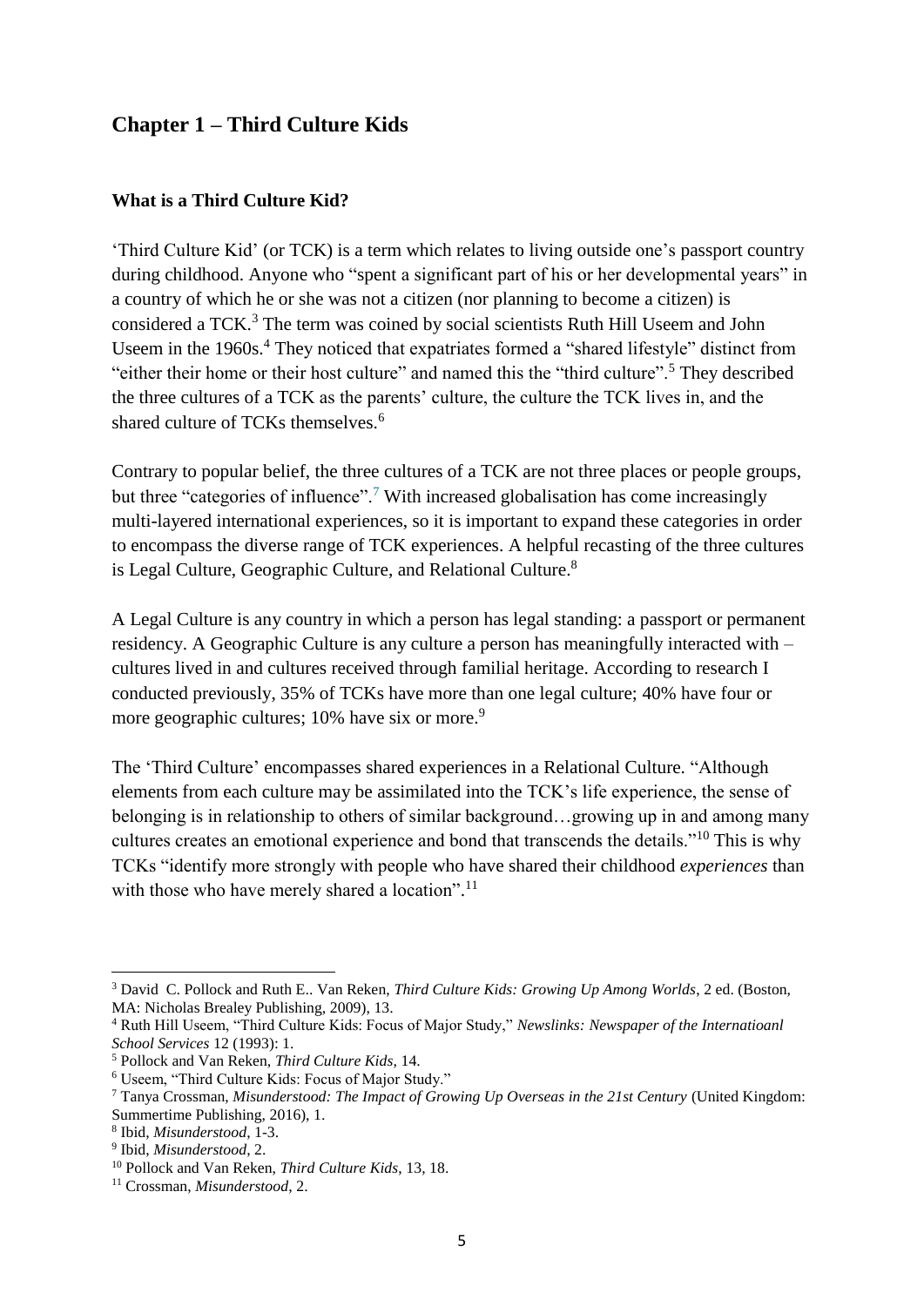## Chapter 1 – Third Culture Kids

### What is a Third Culture Kid?

'Third Culture Kid' (or TCK) is a term which relates to living outside one's passport country during childhood. Anyone who "spent a significant part of his or her developmental years" in a country of which he or she was not a citizen (nor planning to become a citizen) is considered a TCK.[3] The term was coined by social scientists Ruth Hill Useem and John Useem in the 1960s.[4] They noticed that expatriates formed a "shared lifestyle" distinct from "either their home or their host culture" and named this the "third culture".[5] They described the three cultures of a TCK as the parents' culture, the culture the TCK lives in, and the shared culture of TCKs themselves.[6]

Contrary to popular belief, the three cultures of a TCK are not three places or people groups, but three "categories of influence".[7] With increased globalisation has come increasingly multi-layered international experiences, so it is important to expand these categories in order to encompass the diverse range of TCK experiences. A helpful recasting of the three cultures is Legal Culture, Geographic Culture, and Relational Culture.[8]

A Legal Culture is any country in which a person has legal standing: a passport or permanent residency. A Geographic Culture is any culture a person has meaningfully interacted with – cultures lived in and cultures received through familial heritage. According to research I conducted previously, 35% of TCKs have more than one legal culture; 40% have four or more geographic cultures; 10% have six or more.[9]

The 'Third Culture' encompasses shared experiences in a Relational Culture. "Although elements from each culture may be assimilated into the TCK's life experience, the sense of belonging is in relationship to others of similar background…growing up in and among many cultures creates an emotional experience and bond that transcends the details."[10] This is why TCKs "identify more strongly with people who have shared their childhood *experiences* than with those who have merely shared a location".[11]

---

[3] David C. Pollock and Ruth E.. Van Reken, *Third Culture Kids: Growing Up Among Worlds*, 2 ed. (Boston, MA: Nicholas Brealey Publishing, 2009), 13.

[4] Ruth Hill Useem, "Third Culture Kids: Focus of Major Study," *Newslinks: Newspaper of the Internatioanl School Services* 12 (1993): 1.

[5] Pollock and Van Reken, *Third Culture Kids,* 14.

[6] Useem, "Third Culture Kids: Focus of Major Study."

[7] Tanya Crossman, *Misunderstood: The Impact of Growing Up Overseas in the 21st Century* (United Kingdom: Summertime Publishing, 2016), 1.

[8] Ibid, *Misunderstood*, 1-3.

[9] Ibid, *Misunderstood*, 2.

[10] Pollock and Van Reken, *Third Culture Kids*, 13, 18.

[11] Crossman, *Misunderstood*, 2.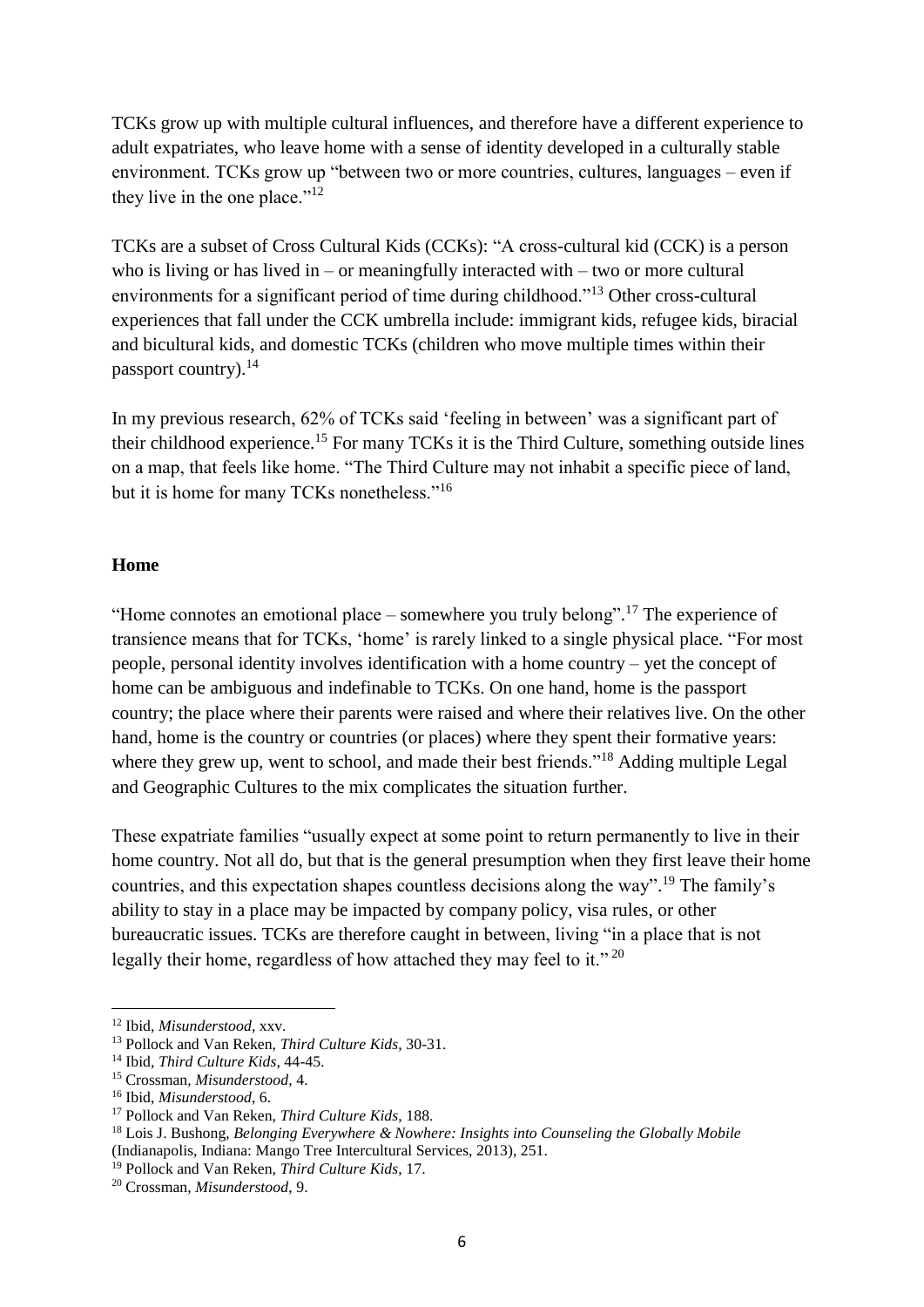TCKs grow up with multiple cultural influences, and therefore have a different experience to adult expatriates, who leave home with a sense of identity developed in a culturally stable environment. TCKs grow up "between two or more countries, cultures, languages – even if they live in the one place."[12]

TCKs are a subset of Cross Cultural Kids (CCKs): "A cross-cultural kid (CCK) is a person who is living or has lived in – or meaningfully interacted with – two or more cultural environments for a significant period of time during childhood."[13] Other cross-cultural experiences that fall under the CCK umbrella include: immigrant kids, refugee kids, biracial and bicultural kids, and domestic TCKs (children who move multiple times within their passport country).[14]

In my previous research, 62% of TCKs said 'feeling in between' was a significant part of their childhood experience.[15] For many TCKs it is the Third Culture, something outside lines on a map, that feels like home. "The Third Culture may not inhabit a specific piece of land, but it is home for many TCKs nonetheless."[16]

## Home

"Home connotes an emotional place – somewhere you truly belong".[17] The experience of transience means that for TCKs, 'home' is rarely linked to a single physical place. "For most people, personal identity involves identification with a home country – yet the concept of home can be ambiguous and indefinable to TCKs. On one hand, home is the passport country; the place where their parents were raised and where their relatives live. On the other hand, home is the country or countries (or places) where they spent their formative years: where they grew up, went to school, and made their best friends."[18] Adding multiple Legal and Geographic Cultures to the mix complicates the situation further.

These expatriate families "usually expect at some point to return permanently to live in their home country. Not all do, but that is the general presumption when they first leave their home countries, and this expectation shapes countless decisions along the way".[19] The family's ability to stay in a place may be impacted by company policy, visa rules, or other bureaucratic issues. TCKs are therefore caught in between, living "in a place that is not legally their home, regardless of how attached they may feel to it."[20]

---

[12] Ibid, *Misunderstood*, xxv.

[13] Pollock and Van Reken, *Third Culture Kids*, 30-31.

[14] Ibid, *Third Culture Kids*, 44-45.

[15] Crossman, *Misunderstood*, 4.

[16] Ibid, *Misunderstood*, 6.

[17] Pollock and Van Reken, *Third Culture Kids*, 188.

[18] Lois J. Bushong, *Belonging Everywhere & Nowhere: Insights into Counseling the Globally Mobile* (Indianapolis, Indiana: Mango Tree Intercultural Services, 2013), 251.

[19] Pollock and Van Reken, *Third Culture Kids*, 17.

[20] Crossman, *Misunderstood*, 9.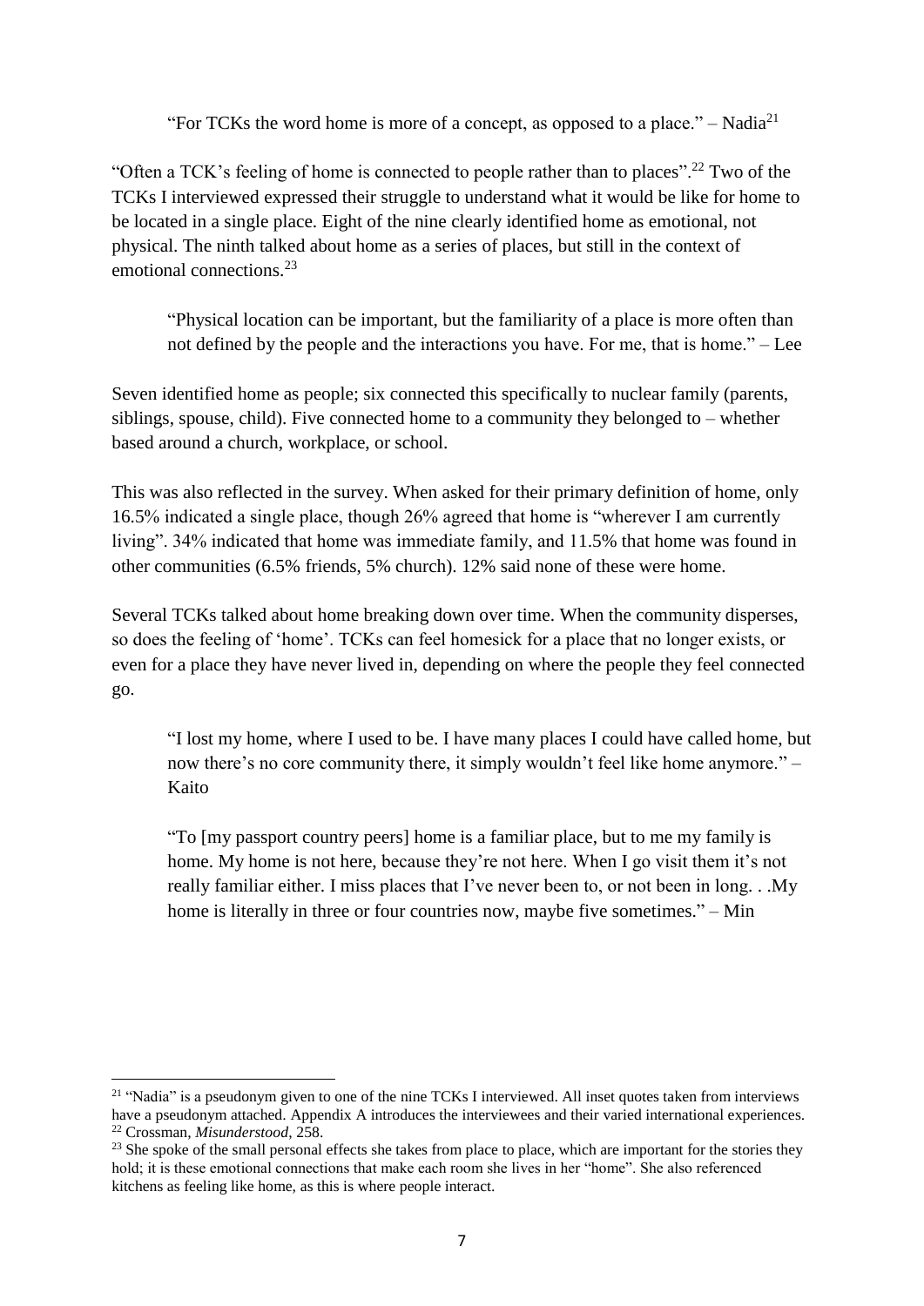> "For TCKs the word home is more of a concept, as opposed to a place." – Nadia[21]

"Often a TCK's feeling of home is connected to people rather than to places".[22] Two of the TCKs I interviewed expressed their struggle to understand what it would be like for home to be located in a single place. Eight of the nine clearly identified home as emotional, not physical. The ninth talked about home as a series of places, but still in the context of emotional connections.[23]

> "Physical location can be important, but the familiarity of a place is more often than not defined by the people and the interactions you have. For me, that is home." – Lee

Seven identified home as people; six connected this specifically to nuclear family (parents, siblings, spouse, child). Five connected home to a community they belonged to – whether based around a church, workplace, or school.

This was also reflected in the survey. When asked for their primary definition of home, only 16.5% indicated a single place, though 26% agreed that home is "wherever I am currently living". 34% indicated that home was immediate family, and 11.5% that home was found in other communities (6.5% friends, 5% church). 12% said none of these were home.

Several TCKs talked about home breaking down over time. When the community disperses, so does the feeling of 'home'. TCKs can feel homesick for a place that no longer exists, or even for a place they have never lived in, depending on where the people they feel connected go.

> "I lost my home, where I used to be. I have many places I could have called home, but now there's no core community there, it simply wouldn't feel like home anymore." – Kaito

> "To [my passport country peers] home is a familiar place, but to me my family is home. My home is not here, because they're not here. When I go visit them it's not really familiar either. I miss places that I've never been to, or not been in long. . .My home is literally in three or four countries now, maybe five sometimes." – Min

---

[21] "Nadia" is a pseudonym given to one of the nine TCKs I interviewed. All inset quotes taken from interviews have a pseudonym attached. Appendix A introduces the interviewees and their varied international experiences.

[22] Crossman, *Misunderstood*, 258.

[23] She spoke of the small personal effects she takes from place to place, which are important for the stories they hold; it is these emotional connections that make each room she lives in her "home". She also referenced kitchens as feeling like home, as this is where people interact.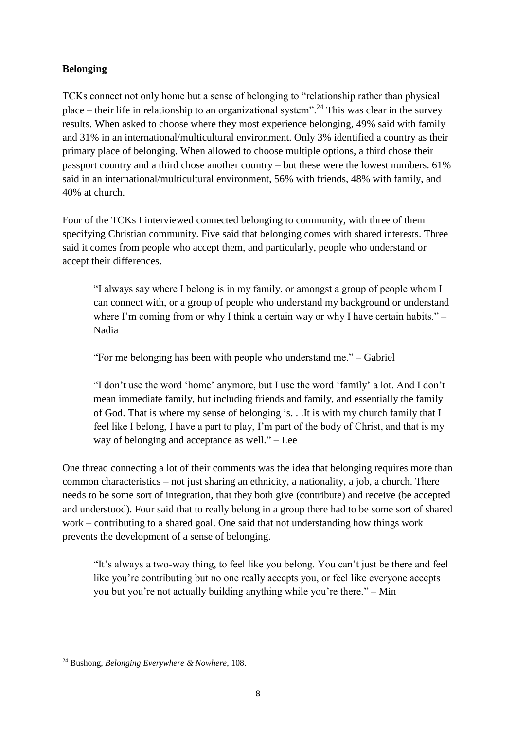**Belonging**

TCKs connect not only home but a sense of belonging to "relationship rather than physical place – their life in relationship to an organizational system".[24] This was clear in the survey results. When asked to choose where they most experience belonging, 49% said with family and 31% in an international/multicultural environment. Only 3% identified a country as their primary place of belonging. When allowed to choose multiple options, a third chose their passport country and a third chose another country – but these were the lowest numbers. 61% said in an international/multicultural environment, 56% with friends, 48% with family, and 40% at church.

Four of the TCKs I interviewed connected belonging to community, with three of them specifying Christian community. Five said that belonging comes with shared interests. Three said it comes from people who accept them, and particularly, people who understand or accept their differences.

> "I always say where I belong is in my family, or amongst a group of people whom I can connect with, or a group of people who understand my background or understand where I'm coming from or why I think a certain way or why I have certain habits." – Nadia

> "For me belonging has been with people who understand me." – Gabriel

> "I don't use the word 'home' anymore, but I use the word 'family' a lot. And I don't mean immediate family, but including friends and family, and essentially the family of God. That is where my sense of belonging is. . .It is with my church family that I feel like I belong, I have a part to play, I'm part of the body of Christ, and that is my way of belonging and acceptance as well." – Lee

One thread connecting a lot of their comments was the idea that belonging requires more than common characteristics – not just sharing an ethnicity, a nationality, a job, a church. There needs to be some sort of integration, that they both give (contribute) and receive (be accepted and understood). Four said that to really belong in a group there had to be some sort of shared work – contributing to a shared goal. One said that not understanding how things work prevents the development of a sense of belonging.

> "It's always a two-way thing, to feel like you belong. You can't just be there and feel like you're contributing but no one really accepts you, or feel like everyone accepts you but you're not actually building anything while you're there." – Min

---

[24] Bushong, *Belonging Everywhere & Nowhere*, 108.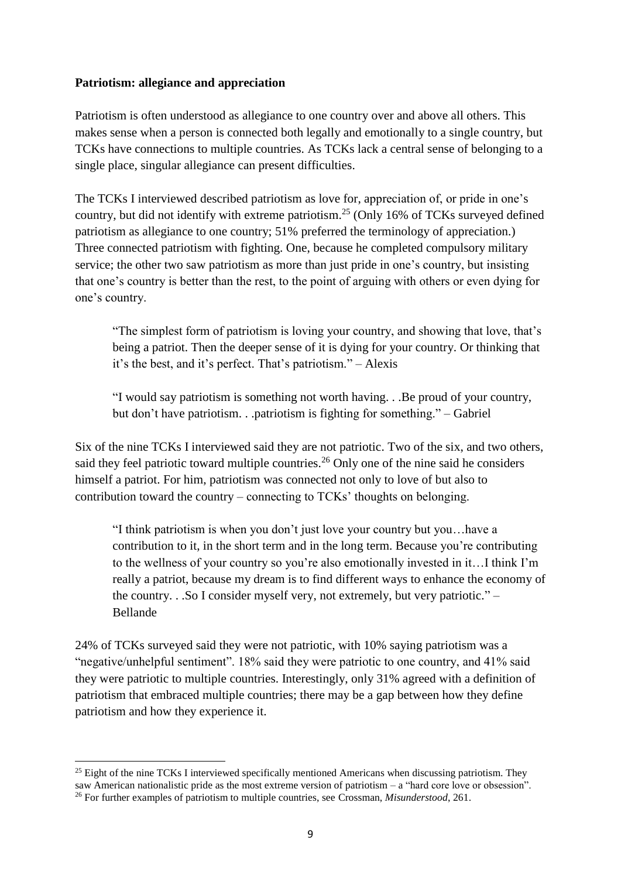**Patriotism: allegiance and appreciation**

Patriotism is often understood as allegiance to one country over and above all others. This makes sense when a person is connected both legally and emotionally to a single country, but TCKs have connections to multiple countries. As TCKs lack a central sense of belonging to a single place, singular allegiance can present difficulties.

The TCKs I interviewed described patriotism as love for, appreciation of, or pride in one's country, but did not identify with extreme patriotism.[25] (Only 16% of TCKs surveyed defined patriotism as allegiance to one country; 51% preferred the terminology of appreciation.) Three connected patriotism with fighting. One, because he completed compulsory military service; the other two saw patriotism as more than just pride in one's country, but insisting that one's country is better than the rest, to the point of arguing with others or even dying for one's country.

> "The simplest form of patriotism is loving your country, and showing that love, that's being a patriot. Then the deeper sense of it is dying for your country. Or thinking that it's the best, and it's perfect. That's patriotism." – Alexis

> "I would say patriotism is something not worth having. . .Be proud of your country, but don't have patriotism. . .patriotism is fighting for something." – Gabriel

Six of the nine TCKs I interviewed said they are not patriotic. Two of the six, and two others, said they feel patriotic toward multiple countries.[26] Only one of the nine said he considers himself a patriot. For him, patriotism was connected not only to love of but also to contribution toward the country – connecting to TCKs' thoughts on belonging.

> "I think patriotism is when you don't just love your country but you…have a contribution to it, in the short term and in the long term. Because you're contributing to the wellness of your country so you're also emotionally invested in it…I think I'm really a patriot, because my dream is to find different ways to enhance the economy of the country. . .So I consider myself very, not extremely, but very patriotic." – Bellande

24% of TCKs surveyed said they were not patriotic, with 10% saying patriotism was a "negative/unhelpful sentiment". 18% said they were patriotic to one country, and 41% said they were patriotic to multiple countries. Interestingly, only 31% agreed with a definition of patriotism that embraced multiple countries; there may be a gap between how they define patriotism and how they experience it.

---

[25] Eight of the nine TCKs I interviewed specifically mentioned Americans when discussing patriotism. They saw American nationalistic pride as the most extreme version of patriotism – a "hard core love or obsession".

[26] For further examples of patriotism to multiple countries, see Crossman, *Misunderstood*, 261.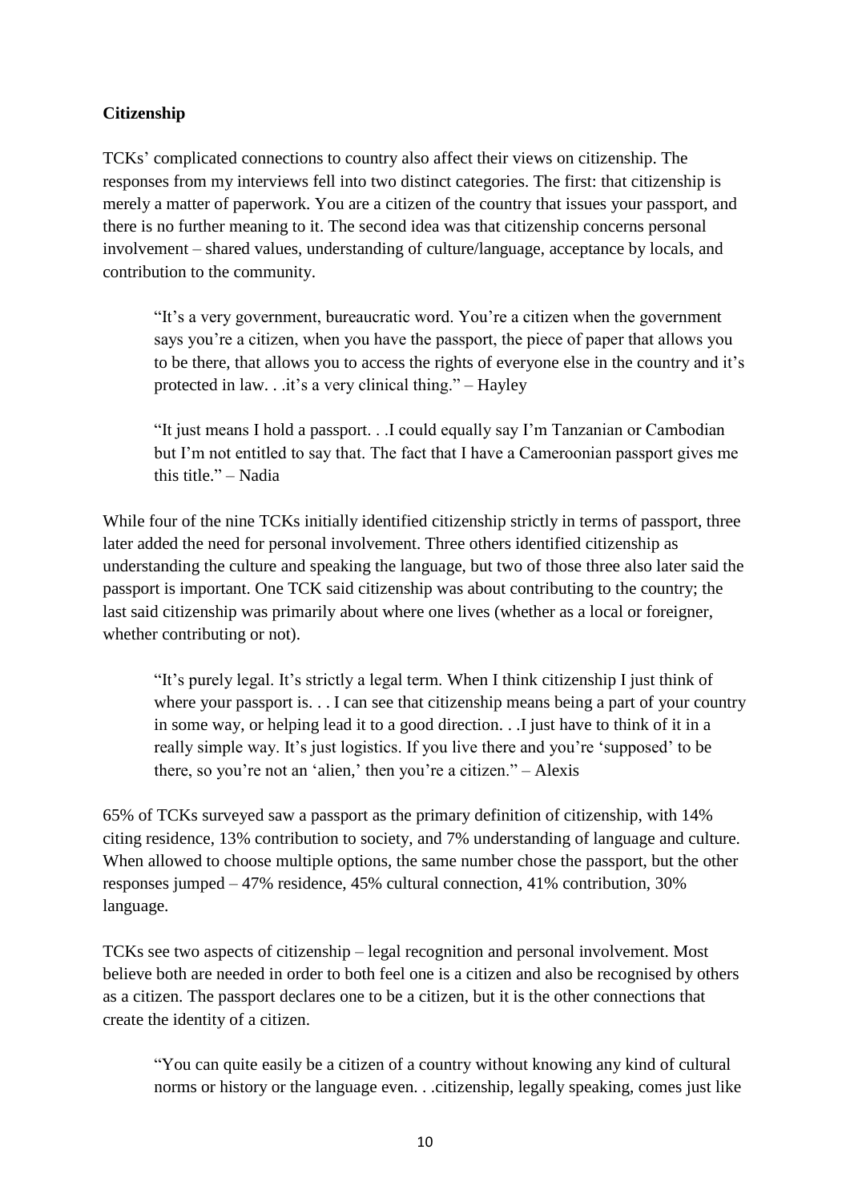**Citizenship**

TCKs' complicated connections to country also affect their views on citizenship. The responses from my interviews fell into two distinct categories. The first: that citizenship is merely a matter of paperwork. You are a citizen of the country that issues your passport, and there is no further meaning to it. The second idea was that citizenship concerns personal involvement – shared values, understanding of culture/language, acceptance by locals, and contribution to the community.

> "It's a very government, bureaucratic word. You're a citizen when the government says you're a citizen, when you have the passport, the piece of paper that allows you to be there, that allows you to access the rights of everyone else in the country and it's protected in law. . .it's a very clinical thing." – Hayley

> "It just means I hold a passport. . .I could equally say I'm Tanzanian or Cambodian but I'm not entitled to say that. The fact that I have a Cameroonian passport gives me this title." – Nadia

While four of the nine TCKs initially identified citizenship strictly in terms of passport, three later added the need for personal involvement. Three others identified citizenship as understanding the culture and speaking the language, but two of those three also later said the passport is important. One TCK said citizenship was about contributing to the country; the last said citizenship was primarily about where one lives (whether as a local or foreigner, whether contributing or not).

> "It's purely legal. It's strictly a legal term. When I think citizenship I just think of where your passport is. . . I can see that citizenship means being a part of your country in some way, or helping lead it to a good direction. . .I just have to think of it in a really simple way. It's just logistics. If you live there and you're 'supposed' to be there, so you're not an 'alien,' then you're a citizen." – Alexis

65% of TCKs surveyed saw a passport as the primary definition of citizenship, with 14% citing residence, 13% contribution to society, and 7% understanding of language and culture. When allowed to choose multiple options, the same number chose the passport, but the other responses jumped – 47% residence, 45% cultural connection, 41% contribution, 30% language.

TCKs see two aspects of citizenship – legal recognition and personal involvement. Most believe both are needed in order to both feel one is a citizen and also be recognised by others as a citizen. The passport declares one to be a citizen, but it is the other connections that create the identity of a citizen.

> "You can quite easily be a citizen of a country without knowing any kind of cultural norms or history or the language even. . .citizenship, legally speaking, comes just like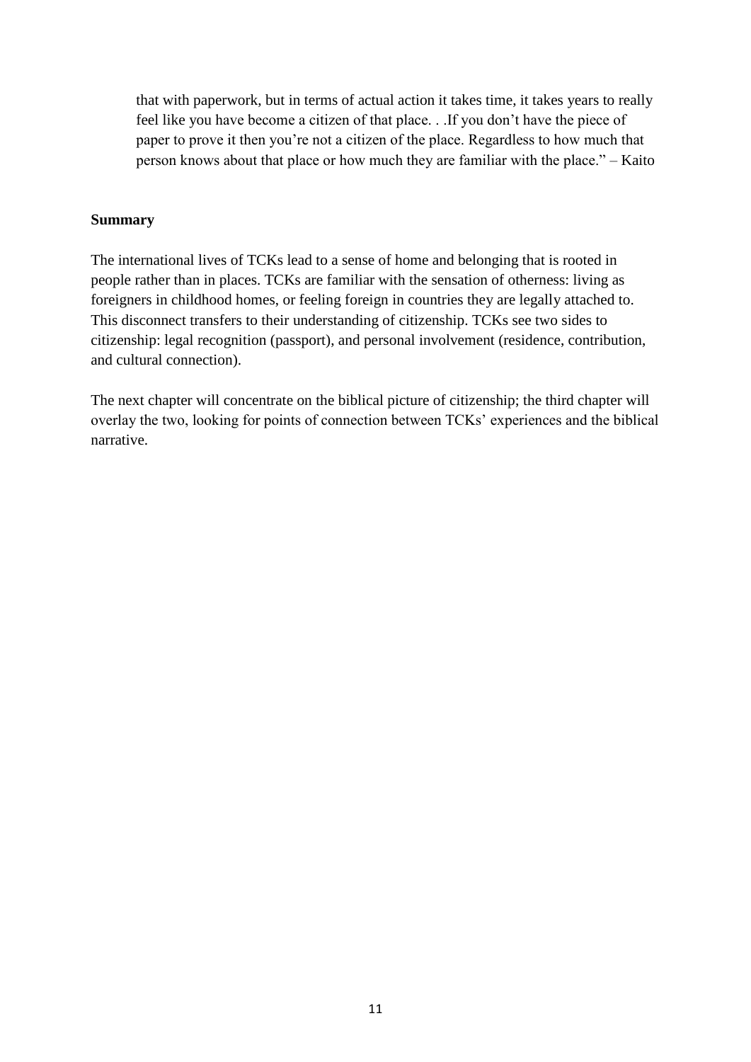> that with paperwork, but in terms of actual action it takes time, it takes years to really feel like you have become a citizen of that place. . .If you don't have the piece of paper to prove it then you're not a citizen of the place. Regardless to how much that person knows about that place or how much they are familiar with the place." – Kaito

**Summary**

The international lives of TCKs lead to a sense of home and belonging that is rooted in people rather than in places. TCKs are familiar with the sensation of otherness: living as foreigners in childhood homes, or feeling foreign in countries they are legally attached to. This disconnect transfers to their understanding of citizenship. TCKs see two sides to citizenship: legal recognition (passport), and personal involvement (residence, contribution, and cultural connection).

The next chapter will concentrate on the biblical picture of citizenship; the third chapter will overlay the two, looking for points of connection between TCKs' experiences and the biblical narrative.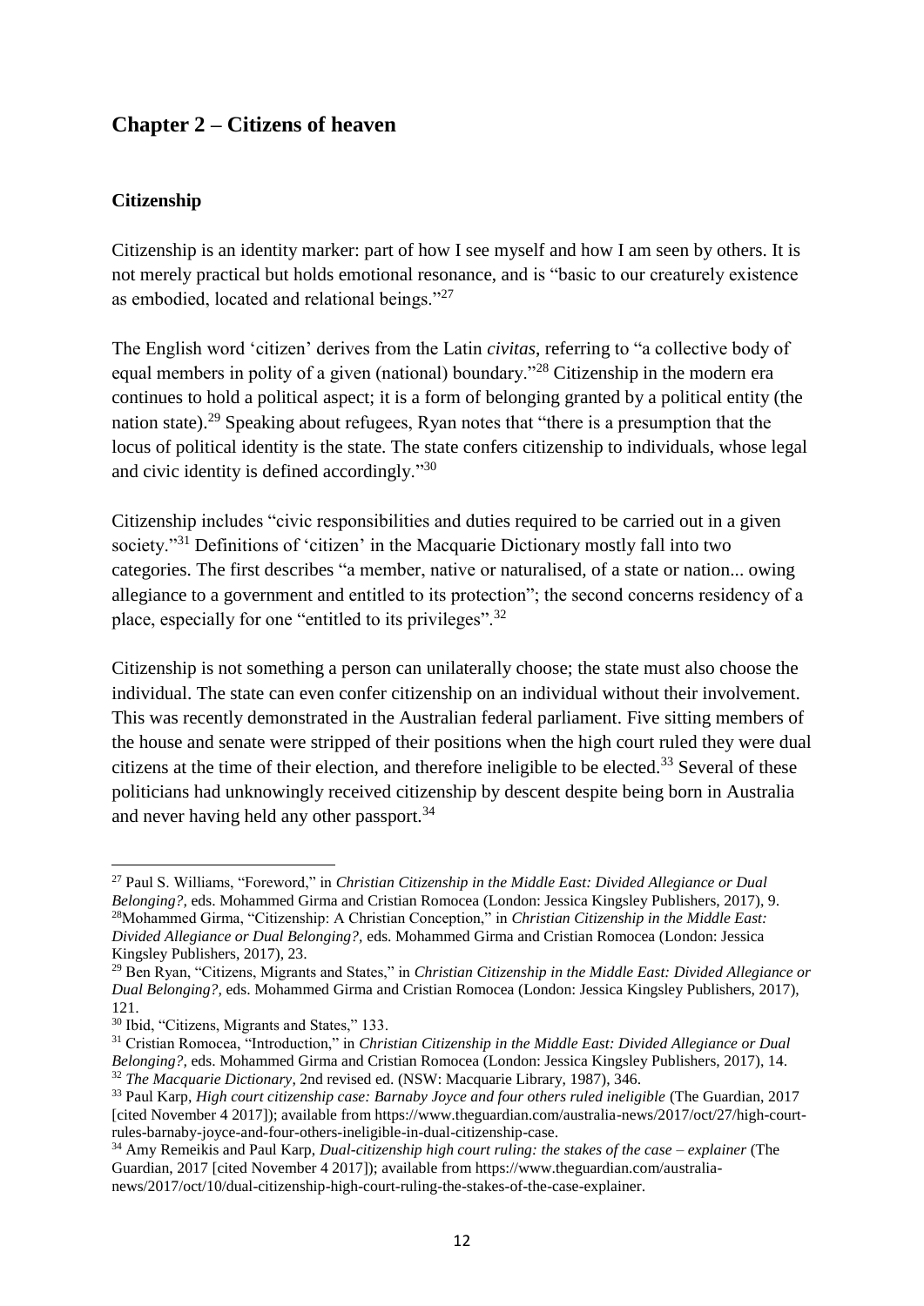## Chapter 2 – Citizens of heaven

### Citizenship

Citizenship is an identity marker: part of how I see myself and how I am seen by others. It is not merely practical but holds emotional resonance, and is "basic to our creaturely existence as embodied, located and relational beings."[27]

The English word 'citizen' derives from the Latin *civitas*, referring to "a collective body of equal members in polity of a given (national) boundary."[28] Citizenship in the modern era continues to hold a political aspect; it is a form of belonging granted by a political entity (the nation state).[29] Speaking about refugees, Ryan notes that "there is a presumption that the locus of political identity is the state. The state confers citizenship to individuals, whose legal and civic identity is defined accordingly."[30]

Citizenship includes "civic responsibilities and duties required to be carried out in a given society."[31] Definitions of 'citizen' in the Macquarie Dictionary mostly fall into two categories. The first describes "a member, native or naturalised, of a state or nation... owing allegiance to a government and entitled to its protection"; the second concerns residency of a place, especially for one "entitled to its privileges".[32]

Citizenship is not something a person can unilaterally choose; the state must also choose the individual. The state can even confer citizenship on an individual without their involvement. This was recently demonstrated in the Australian federal parliament. Five sitting members of the house and senate were stripped of their positions when the high court ruled they were dual citizens at the time of their election, and therefore ineligible to be elected.[33] Several of these politicians had unknowingly received citizenship by descent despite being born in Australia and never having held any other passport.[34]

---

[27] Paul S. Williams, "Foreword," in *Christian Citizenship in the Middle East: Divided Allegiance or Dual Belonging?,* eds. Mohammed Girma and Cristian Romocea (London: Jessica Kingsley Publishers, 2017), 9.

[28] Mohammed Girma, "Citizenship: A Christian Conception," in *Christian Citizenship in the Middle East: Divided Allegiance or Dual Belonging?,* eds. Mohammed Girma and Cristian Romocea (London: Jessica Kingsley Publishers, 2017), 23.

[29] Ben Ryan, "Citizens, Migrants and States," in *Christian Citizenship in the Middle East: Divided Allegiance or Dual Belonging?,* eds. Mohammed Girma and Cristian Romocea (London: Jessica Kingsley Publishers, 2017), 121.

[30] Ibid, "Citizens, Migrants and States," 133.

[31] Cristian Romocea, "Introduction," in *Christian Citizenship in the Middle East: Divided Allegiance or Dual Belonging?,* eds. Mohammed Girma and Cristian Romocea (London: Jessica Kingsley Publishers, 2017), 14.

[32] *The Macquarie Dictionary,* 2nd revised ed. (NSW: Macquarie Library, 1987), 346.

[33] Paul Karp, *High court citizenship case: Barnaby Joyce and four others ruled ineligible* (The Guardian, 2017 [cited November 4 2017]); available from https://www.theguardian.com/australia-news/2017/oct/27/high-court-rules-barnaby-joyce-and-four-others-ineligible-in-dual-citizenship-case.

[34] Amy Remeikis and Paul Karp, *Dual-citizenship high court ruling: the stakes of the case – explainer* (The Guardian, 2017 [cited November 4 2017]); available from https://www.theguardian.com/australia-news/2017/oct/10/dual-citizenship-high-court-ruling-the-stakes-of-the-case-explainer.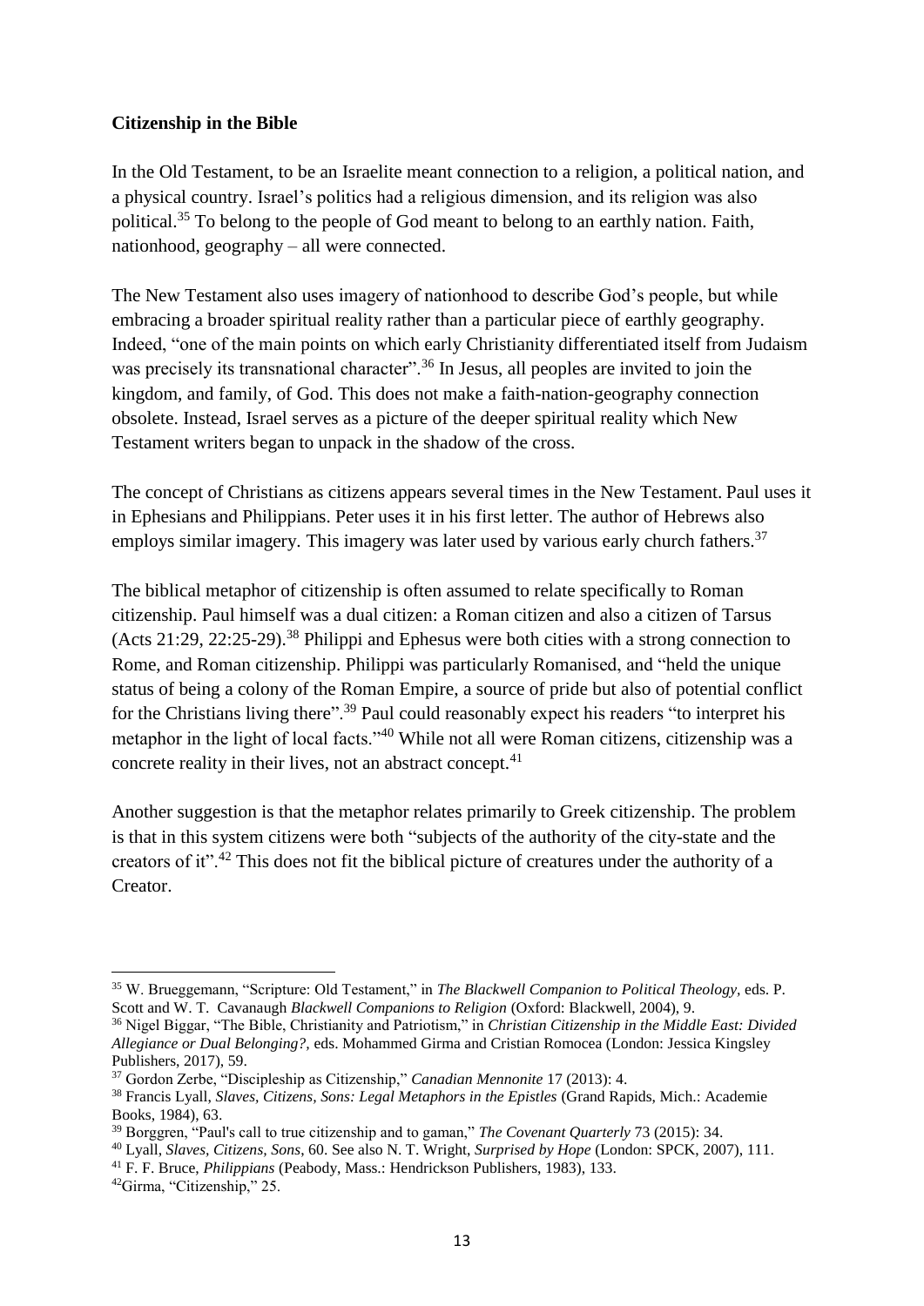**Citizenship in the Bible**

In the Old Testament, to be an Israelite meant connection to a religion, a political nation, and a physical country. Israel's politics had a religious dimension, and its religion was also political.[35] To belong to the people of God meant to belong to an earthly nation. Faith, nationhood, geography – all were connected.

The New Testament also uses imagery of nationhood to describe God's people, but while embracing a broader spiritual reality rather than a particular piece of earthly geography. Indeed, "one of the main points on which early Christianity differentiated itself from Judaism was precisely its transnational character".[36] In Jesus, all peoples are invited to join the kingdom, and family, of God. This does not make a faith-nation-geography connection obsolete. Instead, Israel serves as a picture of the deeper spiritual reality which New Testament writers began to unpack in the shadow of the cross.

The concept of Christians as citizens appears several times in the New Testament. Paul uses it in Ephesians and Philippians. Peter uses it in his first letter. The author of Hebrews also employs similar imagery. This imagery was later used by various early church fathers.[37]

The biblical metaphor of citizenship is often assumed to relate specifically to Roman citizenship. Paul himself was a dual citizen: a Roman citizen and also a citizen of Tarsus (Acts 21:29, 22:25-29).[38] Philippi and Ephesus were both cities with a strong connection to Rome, and Roman citizenship. Philippi was particularly Romanised, and "held the unique status of being a colony of the Roman Empire, a source of pride but also of potential conflict for the Christians living there".[39] Paul could reasonably expect his readers "to interpret his metaphor in the light of local facts."[40] While not all were Roman citizens, citizenship was a concrete reality in their lives, not an abstract concept.[41]

Another suggestion is that the metaphor relates primarily to Greek citizenship. The problem is that in this system citizens were both "subjects of the authority of the city-state and the creators of it".[42] This does not fit the biblical picture of creatures under the authority of a Creator.

---

[35] W. Brueggemann, "Scripture: Old Testament," in *The Blackwell Companion to Political Theology,* eds. P. Scott and W. T. Cavanaugh *Blackwell Companions to Religion* (Oxford: Blackwell, 2004), 9.

[36] Nigel Biggar, "The Bible, Christianity and Patriotism," in *Christian Citizenship in the Middle East: Divided Allegiance or Dual Belonging?*, eds. Mohammed Girma and Cristian Romocea (London: Jessica Kingsley Publishers, 2017), 59.

[37] Gordon Zerbe, "Discipleship as Citizenship," *Canadian Mennonite* 17 (2013): 4.

[38] Francis Lyall, *Slaves, Citizens, Sons: Legal Metaphors in the Epistles* (Grand Rapids, Mich.: Academie Books, 1984), 63.

[39] Borggren, "Paul's call to true citizenship and to gaman," *The Covenant Quarterly* 73 (2015): 34.

[40] Lyall, *Slaves, Citizens, Sons*, 60. See also N. T. Wright, *Surprised by Hope* (London: SPCK, 2007), 111.

[41] F. F. Bruce, *Philippians* (Peabody, Mass.: Hendrickson Publishers, 1983), 133.

[42] Girma, "Citizenship," 25.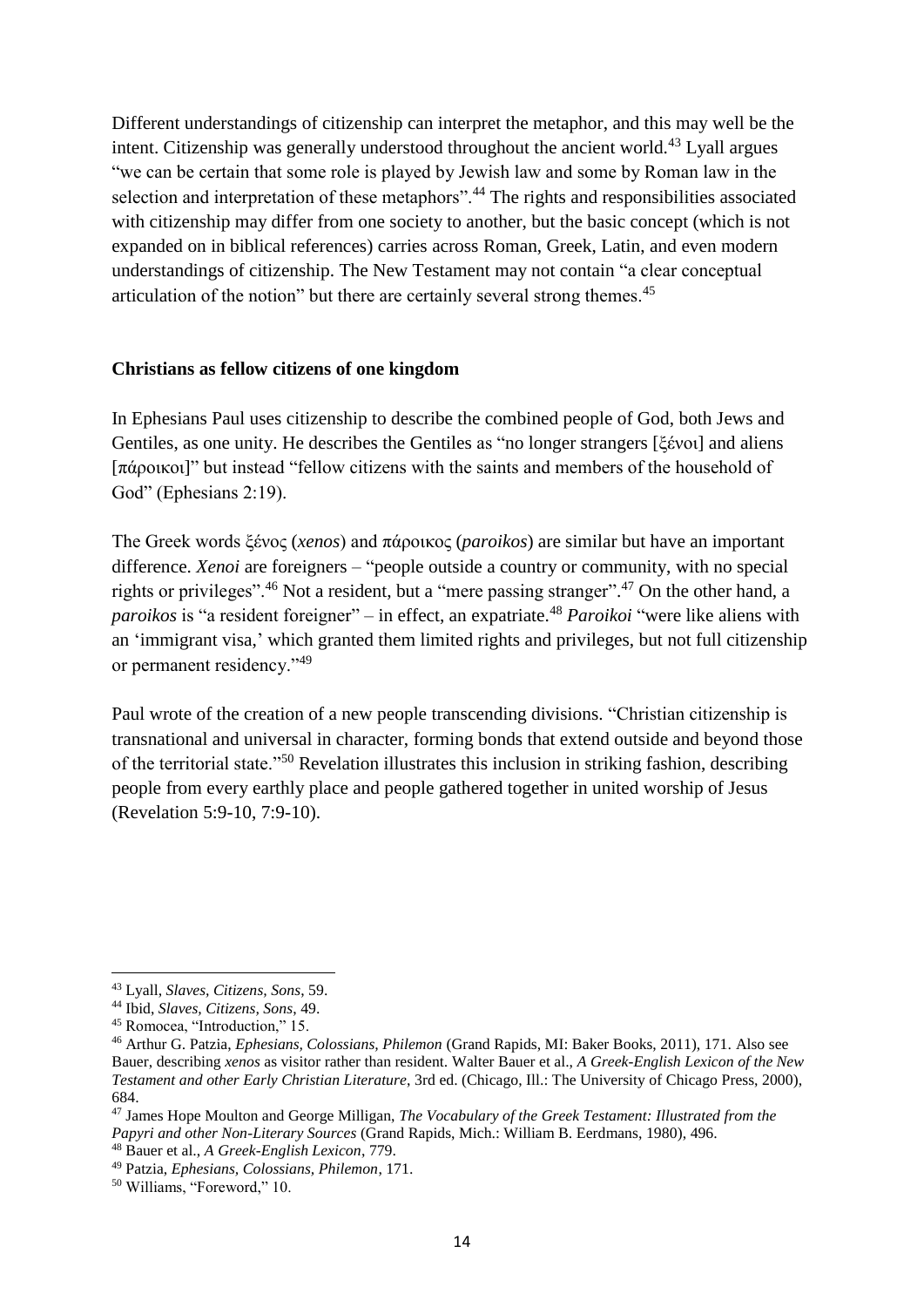Different understandings of citizenship can interpret the metaphor, and this may well be the intent. Citizenship was generally understood throughout the ancient world.[43] Lyall argues "we can be certain that some role is played by Jewish law and some by Roman law in the selection and interpretation of these metaphors".[44] The rights and responsibilities associated with citizenship may differ from one society to another, but the basic concept (which is not expanded on in biblical references) carries across Roman, Greek, Latin, and even modern understandings of citizenship. The New Testament may not contain "a clear conceptual articulation of the notion" but there are certainly several strong themes.[45]

**Christians as fellow citizens of one kingdom**

In Ephesians Paul uses citizenship to describe the combined people of God, both Jews and Gentiles, as one unity. He describes the Gentiles as "no longer strangers [ξένοι] and aliens [πάροικοι]" but instead "fellow citizens with the saints and members of the household of God" (Ephesians 2:19).

The Greek words ξένος (*xenos*) and πάροικος (*paroikos*) are similar but have an important difference. *Xenoi* are foreigners – "people outside a country or community, with no special rights or privileges".[46] Not a resident, but a "mere passing stranger".[47] On the other hand, a *paroikos* is "a resident foreigner" – in effect, an expatriate.[48] *Paroikoi* "were like aliens with an 'immigrant visa,' which granted them limited rights and privileges, but not full citizenship or permanent residency."[49]

Paul wrote of the creation of a new people transcending divisions. "Christian citizenship is transnational and universal in character, forming bonds that extend outside and beyond those of the territorial state."[50] Revelation illustrates this inclusion in striking fashion, describing people from every earthly place and people gathered together in united worship of Jesus (Revelation 5:9-10, 7:9-10).

---

[43] Lyall, *Slaves, Citizens, Sons*, 59.

[44] Ibid, *Slaves, Citizens, Sons*, 49.

[45] Romocea, "Introduction," 15.

[46] Arthur G. Patzia, *Ephesians, Colossians, Philemon* (Grand Rapids, MI: Baker Books, 2011), 171. Also see Bauer, describing *xenos* as visitor rather than resident. Walter Bauer et al., *A Greek-English Lexicon of the New Testament and other Early Christian Literature*, 3rd ed. (Chicago, Ill.: The University of Chicago Press, 2000), 684.

[47] James Hope Moulton and George Milligan, *The Vocabulary of the Greek Testament: Illustrated from the Papyri and other Non-Literary Sources* (Grand Rapids, Mich.: William B. Eerdmans, 1980), 496.

[48] Bauer et al., *A Greek-English Lexicon*, 779.

[49] Patzia, *Ephesians, Colossians, Philemon*, 171.

[50] Williams, "Foreword," 10.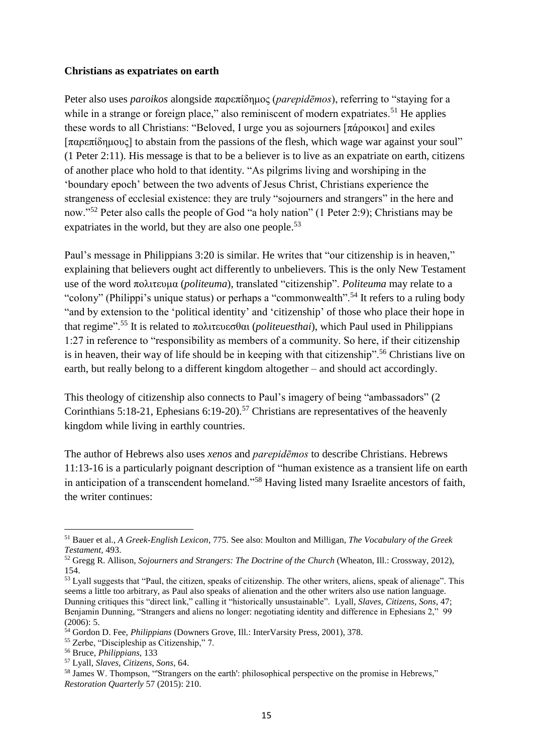**Christians as expatriates on earth**

Peter also uses *paroikos* alongside παρεπίδημος (*parepidēmos*), referring to "staying for a while in a strange or foreign place," also reminiscent of modern expatriates.[51] He applies these words to all Christians: "Beloved, I urge you as sojourners [πάροικοι] and exiles [παρεπίδημους] to abstain from the passions of the flesh, which wage war against your soul" (1 Peter 2:11). His message is that to be a believer is to live as an expatriate on earth, citizens of another place who hold to that identity. "As pilgrims living and worshiping in the 'boundary epoch' between the two advents of Jesus Christ, Christians experience the strangeness of ecclesial existence: they are truly "sojourners and strangers" in the here and now."[52] Peter also calls the people of God "a holy nation" (1 Peter 2:9); Christians may be expatriates in the world, but they are also one people.[53]

Paul's message in Philippians 3:20 is similar. He writes that "our citizenship is in heaven," explaining that believers ought act differently to unbelievers. This is the only New Testament use of the word πολιτευμα (*politeuma*), translated "citizenship". *Politeuma* may relate to a "colony" (Philippi's unique status) or perhaps a "commonwealth".[54] It refers to a ruling body "and by extension to the 'political identity' and 'citizenship' of those who place their hope in that regime".[55] It is related to πολιτευεσθαι (*politeuesthai*), which Paul used in Philippians 1:27 in reference to "responsibility as members of a community. So here, if their citizenship is in heaven, their way of life should be in keeping with that citizenship".[56] Christians live on earth, but really belong to a different kingdom altogether – and should act accordingly.

This theology of citizenship also connects to Paul's imagery of being "ambassadors" (2 Corinthians 5:18-21, Ephesians 6:19-20).[57] Christians are representatives of the heavenly kingdom while living in earthly countries.

The author of Hebrews also uses *xenos* and *parepidēmos* to describe Christians. Hebrews 11:13-16 is a particularly poignant description of "human existence as a transient life on earth in anticipation of a transcendent homeland."[58] Having listed many Israelite ancestors of faith, the writer continues:

---

[51] Bauer et al., *A Greek-English Lexicon*, 775. See also: Moulton and Milligan, *The Vocabulary of the Greek Testament*, 493.

[52] Gregg R. Allison, *Sojourners and Strangers: The Doctrine of the Church* (Wheaton, Ill.: Crossway, 2012), 154.

[53] Lyall suggests that "Paul, the citizen, speaks of citizenship. The other writers, aliens, speak of alienage". This seems a little too arbitrary, as Paul also speaks of alienation and the other writers also use nation language. Dunning critiques this "direct link," calling it "historically unsustainable". Lyall, *Slaves, Citizens, Sons*, 47; Benjamin Dunning, "Strangers and aliens no longer: negotiating identity and difference in Ephesians 2," 99 (2006): 5.

[54] Gordon D. Fee, *Philippians* (Downers Grove, Ill.: InterVarsity Press, 2001), 378.

[55] Zerbe, "Discipleship as Citizenship," 7.

[56] Bruce, *Philippians*, 133

[57] Lyall, *Slaves, Citizens, Sons*, 64.

[58] James W. Thompson, "'Strangers on the earth': philosophical perspective on the promise in Hebrews," *Restoration Quarterly* 57 (2015): 210.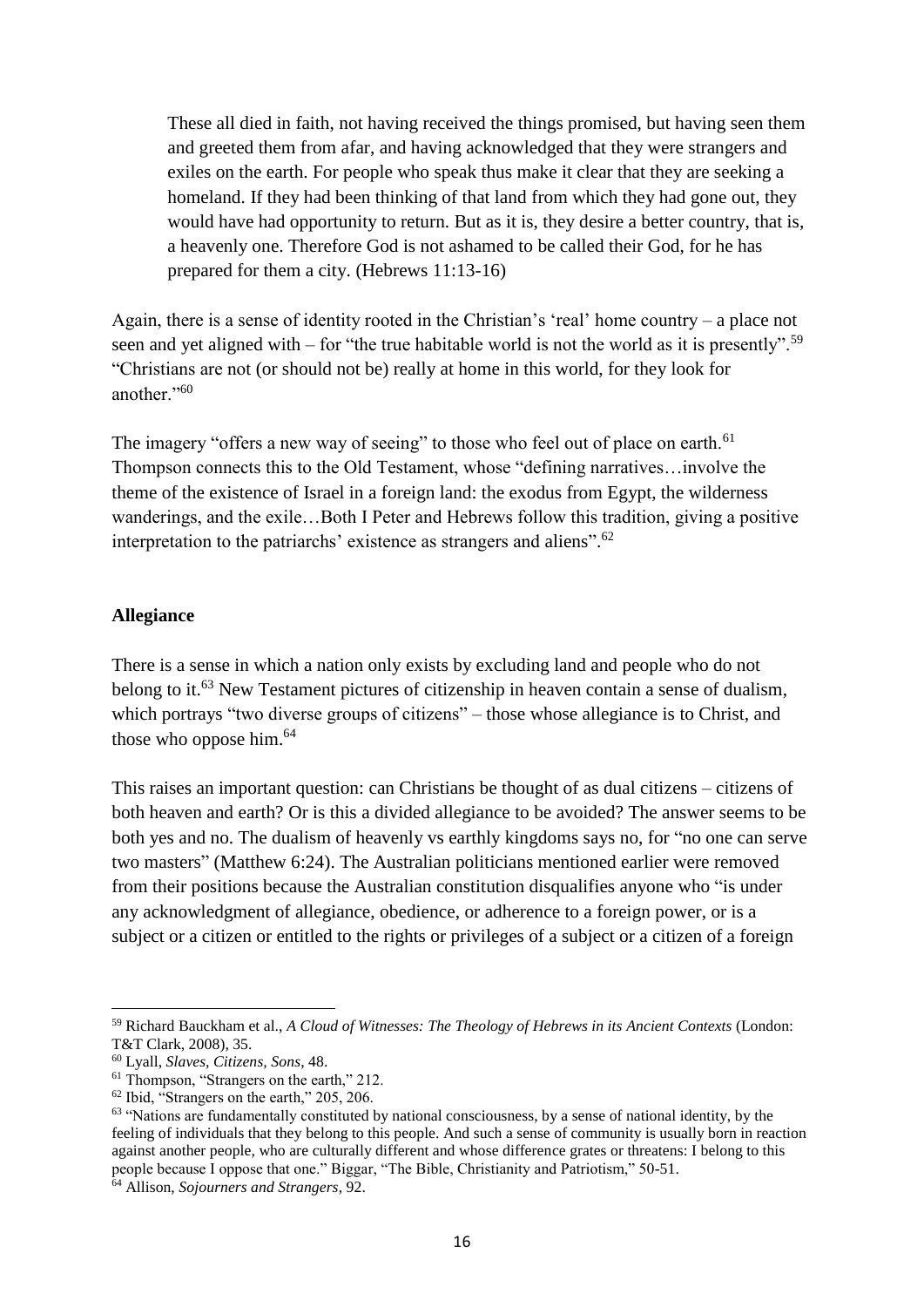> These all died in faith, not having received the things promised, but having seen them and greeted them from afar, and having acknowledged that they were strangers and exiles on the earth. For people who speak thus make it clear that they are seeking a homeland. If they had been thinking of that land from which they had gone out, they would have had opportunity to return. But as it is, they desire a better country, that is, a heavenly one. Therefore God is not ashamed to be called their God, for he has prepared for them a city. (Hebrews 11:13-16)

Again, there is a sense of identity rooted in the Christian's 'real' home country – a place not seen and yet aligned with – for "the true habitable world is not the world as it is presently".[59] "Christians are not (or should not be) really at home in this world, for they look for another."[60]

The imagery "offers a new way of seeing" to those who feel out of place on earth.[61] Thompson connects this to the Old Testament, whose "defining narratives…involve the theme of the existence of Israel in a foreign land: the exodus from Egypt, the wilderness wanderings, and the exile…Both I Peter and Hebrews follow this tradition, giving a positive interpretation to the patriarchs' existence as strangers and aliens".[62]

**Allegiance**

There is a sense in which a nation only exists by excluding land and people who do not belong to it.[63] New Testament pictures of citizenship in heaven contain a sense of dualism, which portrays "two diverse groups of citizens" – those whose allegiance is to Christ, and those who oppose him.[64]

This raises an important question: can Christians be thought of as dual citizens – citizens of both heaven and earth? Or is this a divided allegiance to be avoided? The answer seems to be both yes and no. The dualism of heavenly vs earthly kingdoms says no, for "no one can serve two masters" (Matthew 6:24). The Australian politicians mentioned earlier were removed from their positions because the Australian constitution disqualifies anyone who "is under any acknowledgment of allegiance, obedience, or adherence to a foreign power, or is a subject or a citizen or entitled to the rights or privileges of a subject or a citizen of a foreign

---

[59] Richard Bauckham et al., *A Cloud of Witnesses: The Theology of Hebrews in its Ancient Contexts* (London: T&T Clark, 2008), 35.

[60] Lyall, *Slaves, Citizens, Sons*, 48.

[61] Thompson, "Strangers on the earth," 212.

[62] Ibid, "Strangers on the earth," 205, 206.

[63] "Nations are fundamentally constituted by national consciousness, by a sense of national identity, by the feeling of individuals that they belong to this people. And such a sense of community is usually born in reaction against another people, who are culturally different and whose difference grates or threatens: I belong to this people because I oppose that one." Biggar, "The Bible, Christianity and Patriotism," 50-51.

[64] Allison, *Sojourners and Strangers*, 92.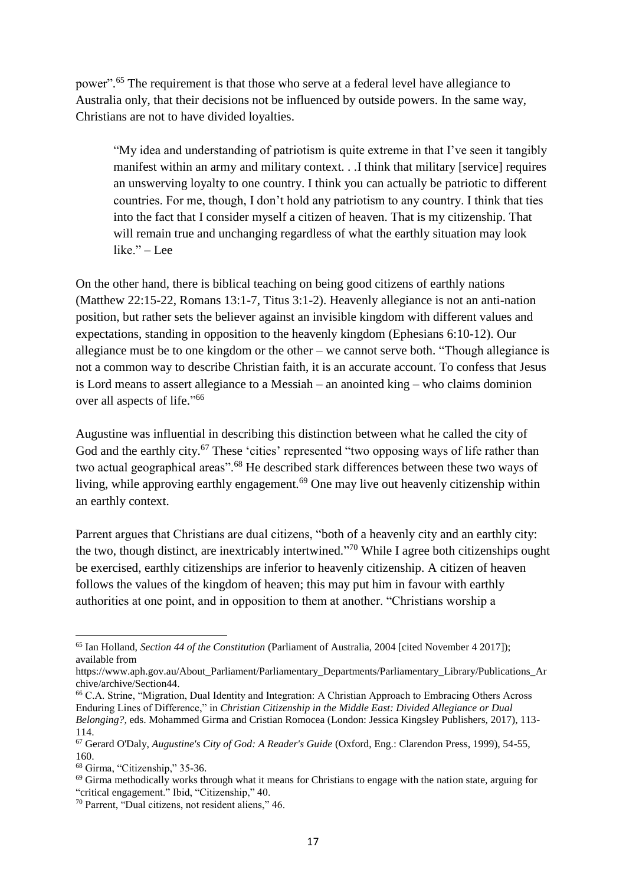power".[65] The requirement is that those who serve at a federal level have allegiance to Australia only, that their decisions not be influenced by outside powers. In the same way, Christians are not to have divided loyalties.

> "My idea and understanding of patriotism is quite extreme in that I've seen it tangibly manifest within an army and military context. . .I think that military [service] requires an unswerving loyalty to one country. I think you can actually be patriotic to different countries. For me, though, I don't hold any patriotism to any country. I think that ties into the fact that I consider myself a citizen of heaven. That is my citizenship. That will remain true and unchanging regardless of what the earthly situation may look like." – Lee

On the other hand, there is biblical teaching on being good citizens of earthly nations (Matthew 22:15-22, Romans 13:1-7, Titus 3:1-2). Heavenly allegiance is not an anti-nation position, but rather sets the believer against an invisible kingdom with different values and expectations, standing in opposition to the heavenly kingdom (Ephesians 6:10-12). Our allegiance must be to one kingdom or the other – we cannot serve both. "Though allegiance is not a common way to describe Christian faith, it is an accurate account. To confess that Jesus is Lord means to assert allegiance to a Messiah – an anointed king – who claims dominion over all aspects of life."[66]

Augustine was influential in describing this distinction between what he called the city of God and the earthly city.[67] These 'cities' represented "two opposing ways of life rather than two actual geographical areas".[68] He described stark differences between these two ways of living, while approving earthly engagement.[69] One may live out heavenly citizenship within an earthly context.

Parrent argues that Christians are dual citizens, "both of a heavenly city and an earthly city: the two, though distinct, are inextricably intertwined."[70] While I agree both citizenships ought be exercised, earthly citizenships are inferior to heavenly citizenship. A citizen of heaven follows the values of the kingdom of heaven; this may put him in favour with earthly authorities at one point, and in opposition to them at another. "Christians worship a

---

[65] Ian Holland, *Section 44 of the Constitution* (Parliament of Australia, 2004 [cited November 4 2017]); available from https://www.aph.gov.au/About_Parliament/Parliamentary_Departments/Parliamentary_Library/Publications_Archive/archive/Section44.

[66] C.A. Strine, "Migration, Dual Identity and Integration: A Christian Approach to Embracing Others Across Enduring Lines of Difference," in *Christian Citizenship in the Middle East: Divided Allegiance or Dual Belonging?,* eds. Mohammed Girma and Cristian Romocea (London: Jessica Kingsley Publishers, 2017), 113-114.

[67] Gerard O'Daly, *Augustine's City of God: A Reader's Guide* (Oxford, Eng.: Clarendon Press, 1999), 54-55, 160.

[68] Girma, "Citizenship," 35-36.

[69] Girma methodically works through what it means for Christians to engage with the nation state, arguing for "critical engagement." Ibid, "Citizenship," 40.

[70] Parrent, "Dual citizens, not resident aliens," 46.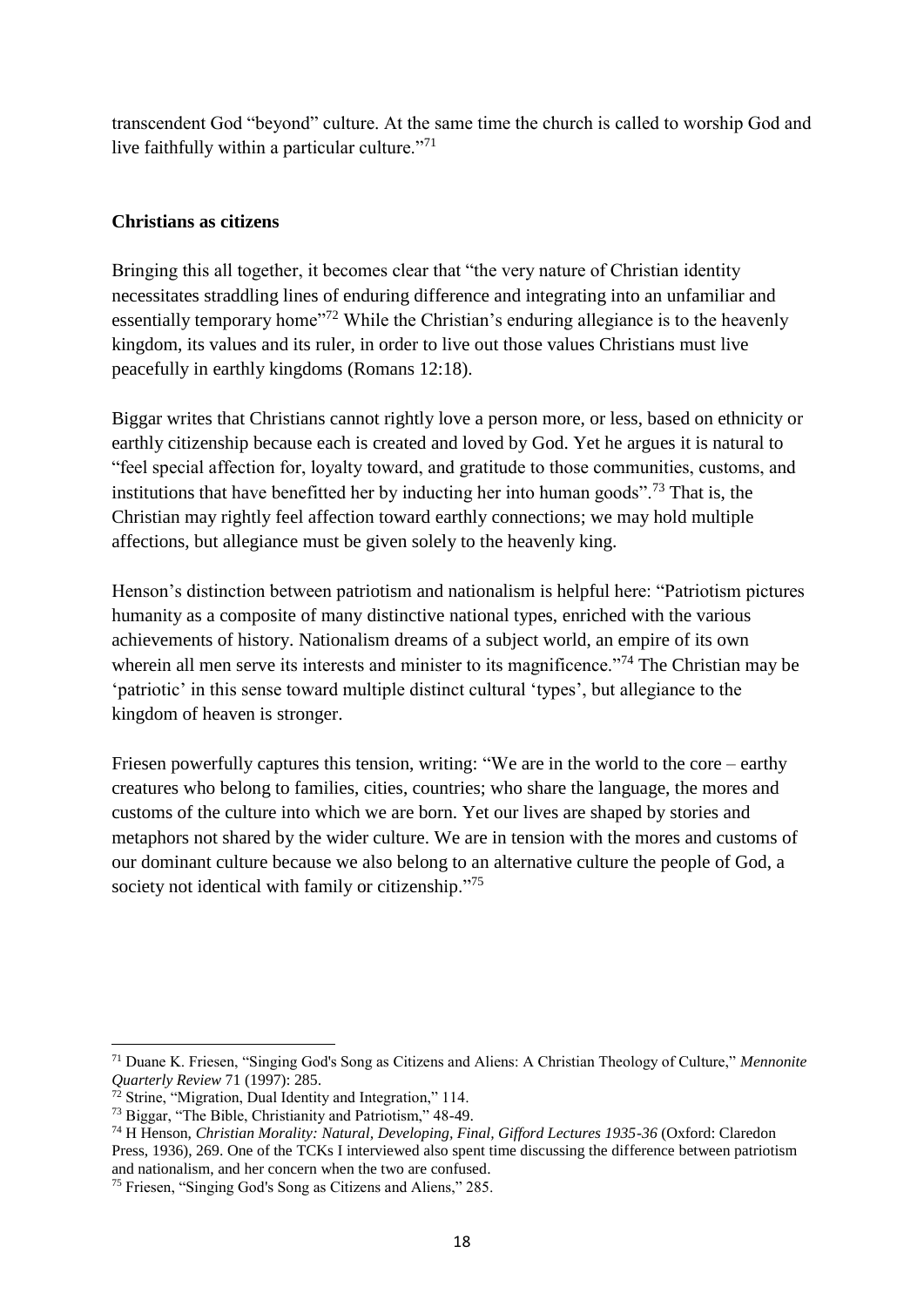transcendent God "beyond" culture. At the same time the church is called to worship God and live faithfully within a particular culture."[71]

**Christians as citizens**

Bringing this all together, it becomes clear that "the very nature of Christian identity necessitates straddling lines of enduring difference and integrating into an unfamiliar and essentially temporary home"[72] While the Christian's enduring allegiance is to the heavenly kingdom, its values and its ruler, in order to live out those values Christians must live peacefully in earthly kingdoms (Romans 12:18).

Biggar writes that Christians cannot rightly love a person more, or less, based on ethnicity or earthly citizenship because each is created and loved by God. Yet he argues it is natural to "feel special affection for, loyalty toward, and gratitude to those communities, customs, and institutions that have benefitted her by inducting her into human goods".[73] That is, the Christian may rightly feel affection toward earthly connections; we may hold multiple affections, but allegiance must be given solely to the heavenly king.

Henson's distinction between patriotism and nationalism is helpful here: "Patriotism pictures humanity as a composite of many distinctive national types, enriched with the various achievements of history. Nationalism dreams of a subject world, an empire of its own wherein all men serve its interests and minister to its magnificence."[74] The Christian may be 'patriotic' in this sense toward multiple distinct cultural 'types', but allegiance to the kingdom of heaven is stronger.

Friesen powerfully captures this tension, writing: "We are in the world to the core – earthy creatures who belong to families, cities, countries; who share the language, the mores and customs of the culture into which we are born. Yet our lives are shaped by stories and metaphors not shared by the wider culture. We are in tension with the mores and customs of our dominant culture because we also belong to an alternative culture the people of God, a society not identical with family or citizenship."[75]

---

[71] Duane K. Friesen, "Singing God's Song as Citizens and Aliens: A Christian Theology of Culture," *Mennonite Quarterly Review* 71 (1997): 285.

[72] Strine, "Migration, Dual Identity and Integration," 114.

[73] Biggar, "The Bible, Christianity and Patriotism," 48-49.

[74] H Henson, *Christian Morality: Natural, Developing, Final, Gifford Lectures 1935-36* (Oxford: Claredon Press, 1936), 269. One of the TCKs I interviewed also spent time discussing the difference between patriotism and nationalism, and her concern when the two are confused.

[75] Friesen, "Singing God's Song as Citizens and Aliens," 285.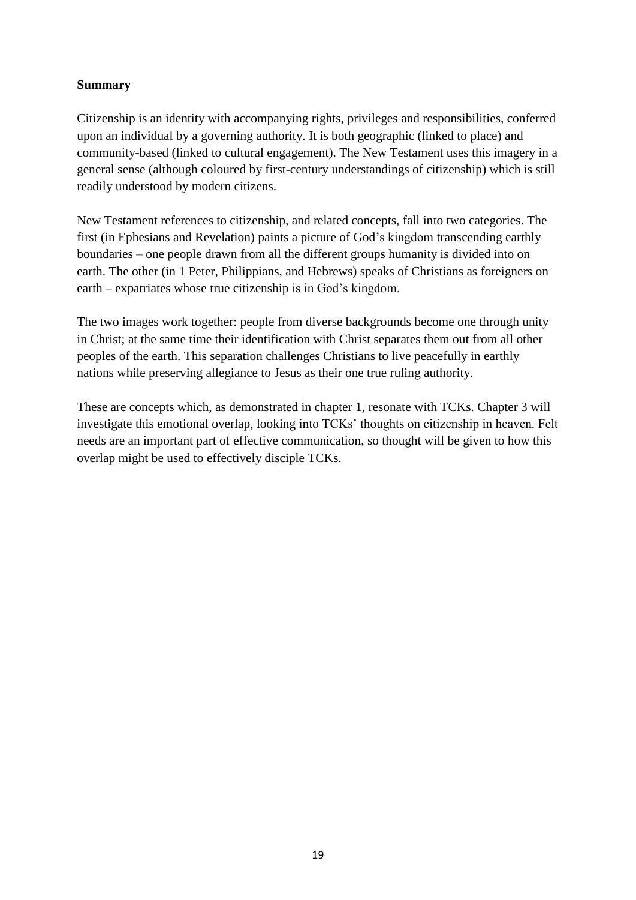**Summary**

Citizenship is an identity with accompanying rights, privileges and responsibilities, conferred upon an individual by a governing authority. It is both geographic (linked to place) and community-based (linked to cultural engagement). The New Testament uses this imagery in a general sense (although coloured by first-century understandings of citizenship) which is still readily understood by modern citizens.

New Testament references to citizenship, and related concepts, fall into two categories. The first (in Ephesians and Revelation) paints a picture of God's kingdom transcending earthly boundaries – one people drawn from all the different groups humanity is divided into on earth. The other (in 1 Peter, Philippians, and Hebrews) speaks of Christians as foreigners on earth – expatriates whose true citizenship is in God's kingdom.

The two images work together: people from diverse backgrounds become one through unity in Christ; at the same time their identification with Christ separates them out from all other peoples of the earth. This separation challenges Christians to live peacefully in earthly nations while preserving allegiance to Jesus as their one true ruling authority.

These are concepts which, as demonstrated in chapter 1, resonate with TCKs. Chapter 3 will investigate this emotional overlap, looking into TCKs' thoughts on citizenship in heaven. Felt needs are an important part of effective communication, so thought will be given to how this overlap might be used to effectively disciple TCKs.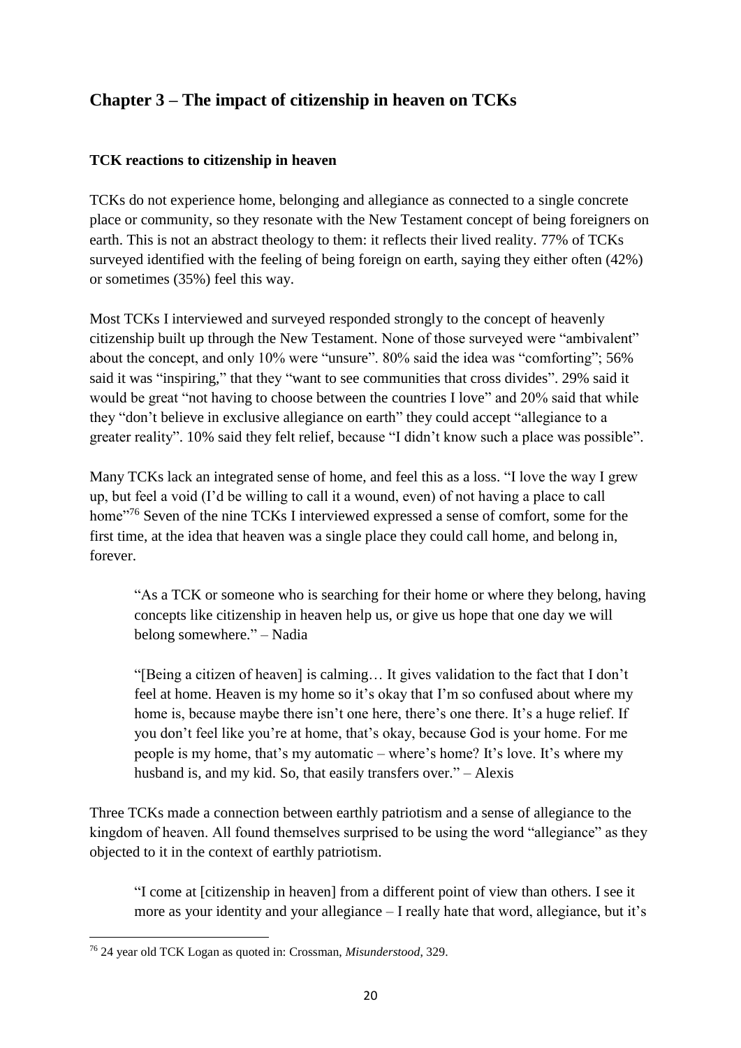## Chapter 3 – The impact of citizenship in heaven on TCKs

### TCK reactions to citizenship in heaven

TCKs do not experience home, belonging and allegiance as connected to a single concrete place or community, so they resonate with the New Testament concept of being foreigners on earth. This is not an abstract theology to them: it reflects their lived reality. 77% of TCKs surveyed identified with the feeling of being foreign on earth, saying they either often (42%) or sometimes (35%) feel this way.

Most TCKs I interviewed and surveyed responded strongly to the concept of heavenly citizenship built up through the New Testament. None of those surveyed were "ambivalent" about the concept, and only 10% were "unsure". 80% said the idea was "comforting"; 56% said it was "inspiring," that they "want to see communities that cross divides". 29% said it would be great "not having to choose between the countries I love" and 20% said that while they "don't believe in exclusive allegiance on earth" they could accept "allegiance to a greater reality". 10% said they felt relief, because "I didn't know such a place was possible".

Many TCKs lack an integrated sense of home, and feel this as a loss. "I love the way I grew up, but feel a void (I'd be willing to call it a wound, even) of not having a place to call home"[76] Seven of the nine TCKs I interviewed expressed a sense of comfort, some for the first time, at the idea that heaven was a single place they could call home, and belong in, forever.

> "As a TCK or someone who is searching for their home or where they belong, having concepts like citizenship in heaven help us, or give us hope that one day we will belong somewhere." – Nadia

> "[Being a citizen of heaven] is calming… It gives validation to the fact that I don't feel at home. Heaven is my home so it's okay that I'm so confused about where my home is, because maybe there isn't one here, there's one there. It's a huge relief. If you don't feel like you're at home, that's okay, because God is your home. For me people is my home, that's my automatic – where's home? It's love. It's where my husband is, and my kid. So, that easily transfers over." – Alexis

Three TCKs made a connection between earthly patriotism and a sense of allegiance to the kingdom of heaven. All found themselves surprised to be using the word "allegiance" as they objected to it in the context of earthly patriotism.

> "I come at [citizenship in heaven] from a different point of view than others. I see it more as your identity and your allegiance – I really hate that word, allegiance, but it's

[76] 24 year old TCK Logan as quoted in: Crossman, *Misunderstood*, 329.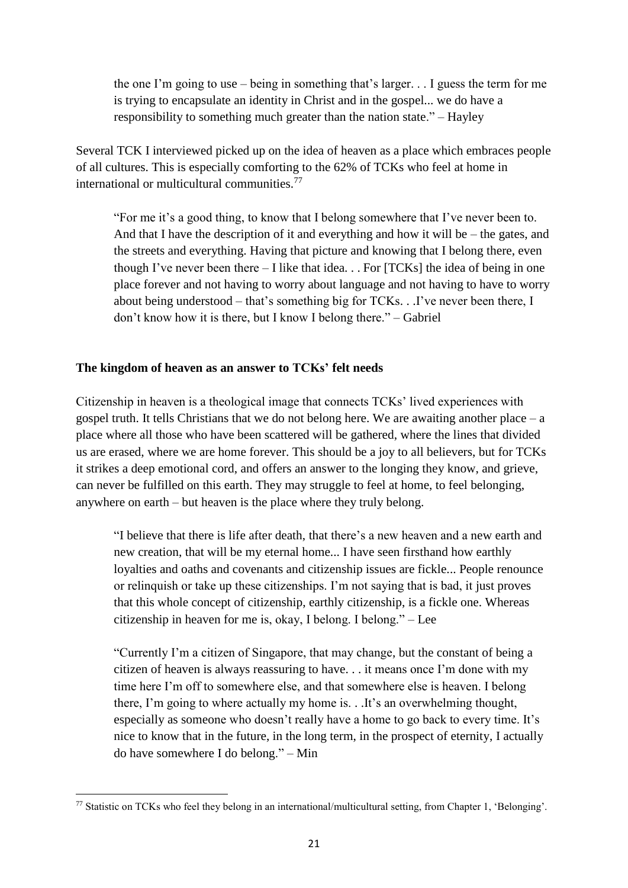the one I'm going to use – being in something that's larger. . . I guess the term for me is trying to encapsulate an identity in Christ and in the gospel... we do have a responsibility to something much greater than the nation state." – Hayley

Several TCK I interviewed picked up on the idea of heaven as a place which embraces people of all cultures. This is especially comforting to the 62% of TCKs who feel at home in international or multicultural communities.[77]

> "For me it's a good thing, to know that I belong somewhere that I've never been to. And that I have the description of it and everything and how it will be – the gates, and the streets and everything. Having that picture and knowing that I belong there, even though I've never been there – I like that idea. . . For [TCKs] the idea of being in one place forever and not having to worry about language and not having to have to worry about being understood – that's something big for TCKs. . .I've never been there, I don't know how it is there, but I know I belong there." – Gabriel

**The kingdom of heaven as an answer to TCKs' felt needs**

Citizenship in heaven is a theological image that connects TCKs' lived experiences with gospel truth. It tells Christians that we do not belong here. We are awaiting another place – a place where all those who have been scattered will be gathered, where the lines that divided us are erased, where we are home forever. This should be a joy to all believers, but for TCKs it strikes a deep emotional cord, and offers an answer to the longing they know, and grieve, can never be fulfilled on this earth. They may struggle to feel at home, to feel belonging, anywhere on earth – but heaven is the place where they truly belong.

> "I believe that there is life after death, that there's a new heaven and a new earth and new creation, that will be my eternal home... I have seen firsthand how earthly loyalties and oaths and covenants and citizenship issues are fickle... People renounce or relinquish or take up these citizenships. I'm not saying that is bad, it just proves that this whole concept of citizenship, earthly citizenship, is a fickle one. Whereas citizenship in heaven for me is, okay, I belong. I belong." – Lee

> "Currently I'm a citizen of Singapore, that may change, but the constant of being a citizen of heaven is always reassuring to have. . . it means once I'm done with my time here I'm off to somewhere else, and that somewhere else is heaven. I belong there, I'm going to where actually my home is. . .It's an overwhelming thought, especially as someone who doesn't really have a home to go back to every time. It's nice to know that in the future, in the long term, in the prospect of eternity, I actually do have somewhere I do belong." – Min

---

[77] Statistic on TCKs who feel they belong in an international/multicultural setting, from Chapter 1, 'Belonging'.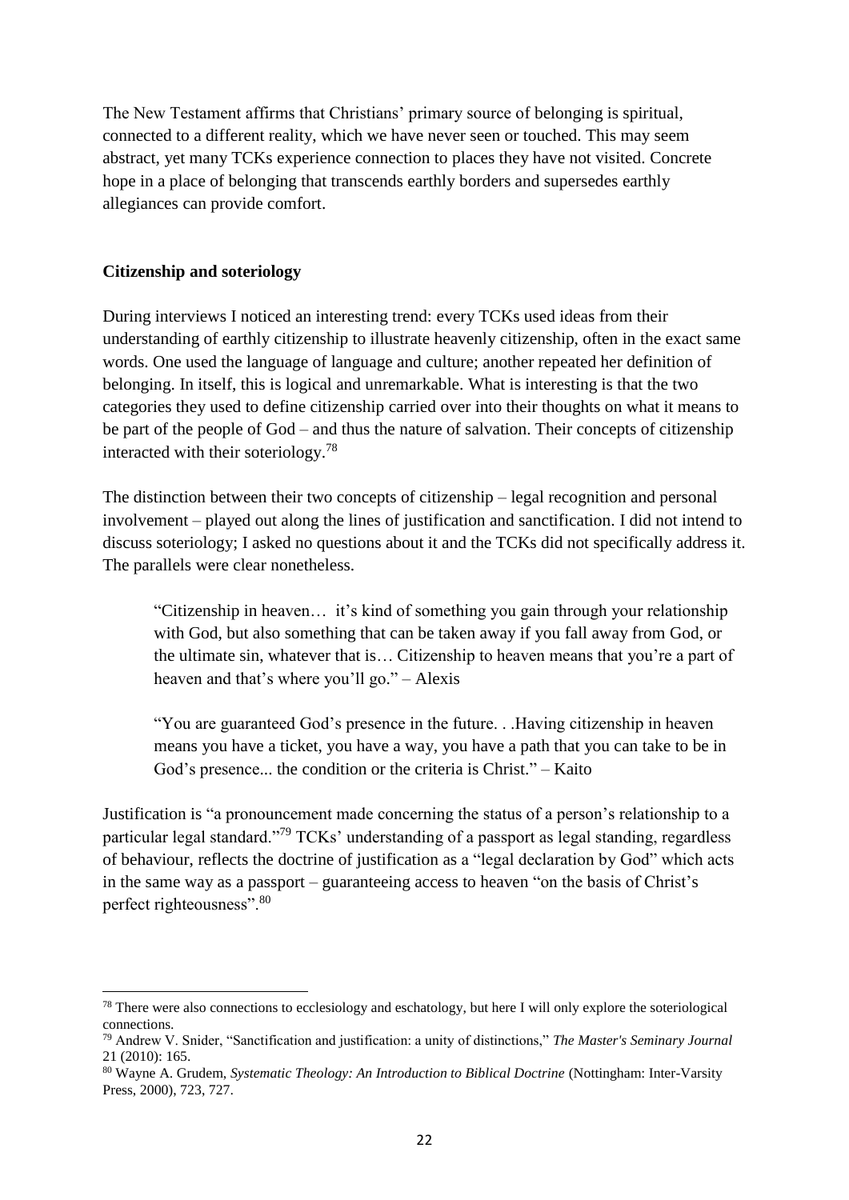The New Testament affirms that Christians' primary source of belonging is spiritual, connected to a different reality, which we have never seen or touched. This may seem abstract, yet many TCKs experience connection to places they have not visited. Concrete hope in a place of belonging that transcends earthly borders and supersedes earthly allegiances can provide comfort.

**Citizenship and soteriology**

During interviews I noticed an interesting trend: every TCKs used ideas from their understanding of earthly citizenship to illustrate heavenly citizenship, often in the exact same words. One used the language of language and culture; another repeated her definition of belonging. In itself, this is logical and unremarkable. What is interesting is that the two categories they used to define citizenship carried over into their thoughts on what it means to be part of the people of God – and thus the nature of salvation. Their concepts of citizenship interacted with their soteriology.[78]

The distinction between their two concepts of citizenship – legal recognition and personal involvement – played out along the lines of justification and sanctification. I did not intend to discuss soteriology; I asked no questions about it and the TCKs did not specifically address it. The parallels were clear nonetheless.

> "Citizenship in heaven… it's kind of something you gain through your relationship with God, but also something that can be taken away if you fall away from God, or the ultimate sin, whatever that is… Citizenship to heaven means that you're a part of heaven and that's where you'll go." – Alexis

> "You are guaranteed God's presence in the future. . .Having citizenship in heaven means you have a ticket, you have a way, you have a path that you can take to be in God's presence... the condition or the criteria is Christ." – Kaito

Justification is "a pronouncement made concerning the status of a person's relationship to a particular legal standard."[79] TCKs' understanding of a passport as legal standing, regardless of behaviour, reflects the doctrine of justification as a "legal declaration by God" which acts in the same way as a passport – guaranteeing access to heaven "on the basis of Christ's perfect righteousness".[80]

---

[78] There were also connections to ecclesiology and eschatology, but here I will only explore the soteriological connections.

[79] Andrew V. Snider, "Sanctification and justification: a unity of distinctions," *The Master's Seminary Journal* 21 (2010): 165.

[80] Wayne A. Grudem, *Systematic Theology: An Introduction to Biblical Doctrine* (Nottingham: Inter-Varsity Press, 2000), 723, 727.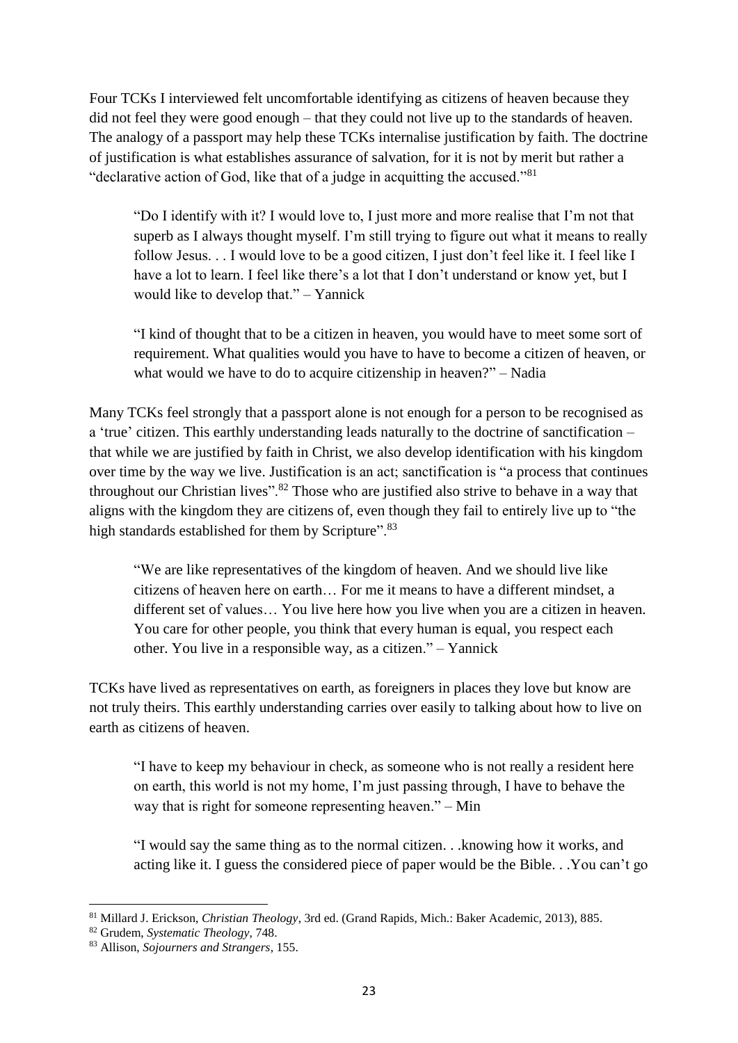Four TCKs I interviewed felt uncomfortable identifying as citizens of heaven because they did not feel they were good enough – that they could not live up to the standards of heaven. The analogy of a passport may help these TCKs internalise justification by faith. The doctrine of justification is what establishes assurance of salvation, for it is not by merit but rather a "declarative action of God, like that of a judge in acquitting the accused."[81]

> "Do I identify with it? I would love to, I just more and more realise that I'm not that superb as I always thought myself. I'm still trying to figure out what it means to really follow Jesus. . . I would love to be a good citizen, I just don't feel like it. I feel like I have a lot to learn. I feel like there's a lot that I don't understand or know yet, but I would like to develop that." – Yannick

> "I kind of thought that to be a citizen in heaven, you would have to meet some sort of requirement. What qualities would you have to have to become a citizen of heaven, or what would we have to do to acquire citizenship in heaven?" – Nadia

Many TCKs feel strongly that a passport alone is not enough for a person to be recognised as a 'true' citizen. This earthly understanding leads naturally to the doctrine of sanctification – that while we are justified by faith in Christ, we also develop identification with his kingdom over time by the way we live. Justification is an act; sanctification is "a process that continues throughout our Christian lives".[82] Those who are justified also strive to behave in a way that aligns with the kingdom they are citizens of, even though they fail to entirely live up to "the high standards established for them by Scripture".[83]

> "We are like representatives of the kingdom of heaven. And we should live like citizens of heaven here on earth… For me it means to have a different mindset, a different set of values… You live here how you live when you are a citizen in heaven. You care for other people, you think that every human is equal, you respect each other. You live in a responsible way, as a citizen." – Yannick

TCKs have lived as representatives on earth, as foreigners in places they love but know are not truly theirs. This earthly understanding carries over easily to talking about how to live on earth as citizens of heaven.

> "I have to keep my behaviour in check, as someone who is not really a resident here on earth, this world is not my home, I'm just passing through, I have to behave the way that is right for someone representing heaven." – Min

> "I would say the same thing as to the normal citizen. . .knowing how it works, and acting like it. I guess the considered piece of paper would be the Bible. . .You can't go

[81] Millard J. Erickson, *Christian Theology*, 3rd ed. (Grand Rapids, Mich.: Baker Academic, 2013), 885.

[82] Grudem, *Systematic Theology*, 748.

[83] Allison, *Sojourners and Strangers*, 155.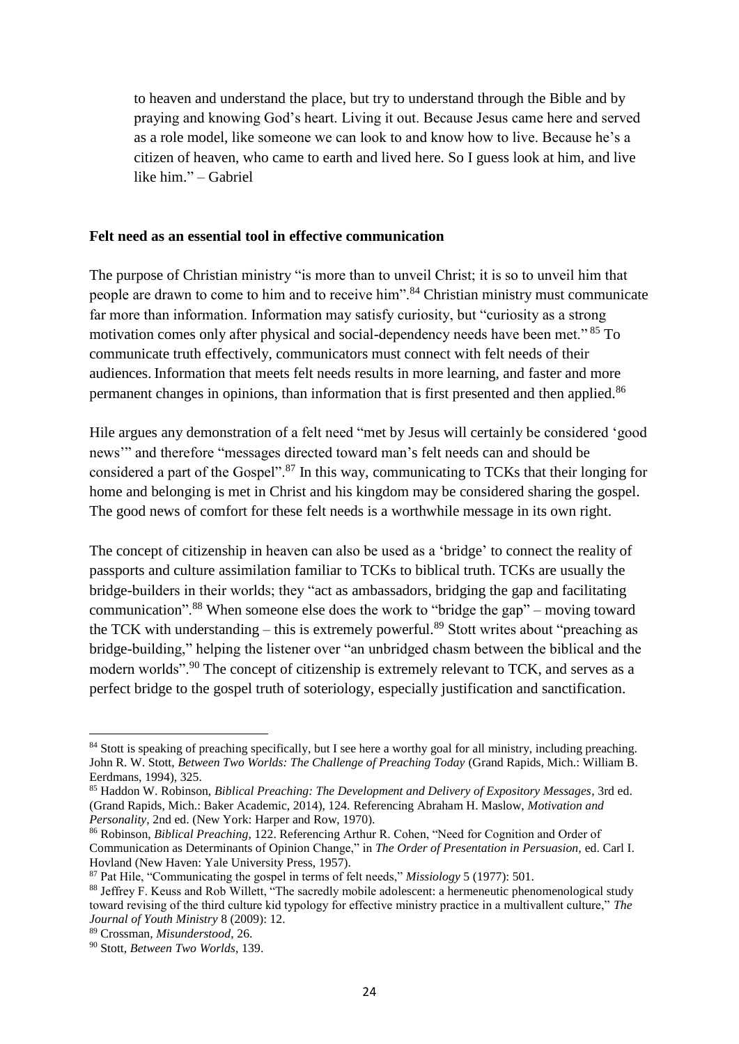to heaven and understand the place, but try to understand through the Bible and by praying and knowing God's heart. Living it out. Because Jesus came here and served as a role model, like someone we can look to and know how to live. Because he's a citizen of heaven, who came to earth and lived here. So I guess look at him, and live like him." – Gabriel

**Felt need as an essential tool in effective communication**

The purpose of Christian ministry "is more than to unveil Christ; it is so to unveil him that people are drawn to come to him and to receive him".[84] Christian ministry must communicate far more than information. Information may satisfy curiosity, but "curiosity as a strong motivation comes only after physical and social-dependency needs have been met."[85] To communicate truth effectively, communicators must connect with felt needs of their audiences. Information that meets felt needs results in more learning, and faster and more permanent changes in opinions, than information that is first presented and then applied.[86]

Hile argues any demonstration of a felt need "met by Jesus will certainly be considered 'good news'" and therefore "messages directed toward man's felt needs can and should be considered a part of the Gospel".[87] In this way, communicating to TCKs that their longing for home and belonging is met in Christ and his kingdom may be considered sharing the gospel. The good news of comfort for these felt needs is a worthwhile message in its own right.

The concept of citizenship in heaven can also be used as a 'bridge' to connect the reality of passports and culture assimilation familiar to TCKs to biblical truth. TCKs are usually the bridge-builders in their worlds; they "act as ambassadors, bridging the gap and facilitating communication".[88] When someone else does the work to "bridge the gap" – moving toward the TCK with understanding – this is extremely powerful.[89] Stott writes about "preaching as bridge-building," helping the listener over "an unbridged chasm between the biblical and the modern worlds".[90] The concept of citizenship is extremely relevant to TCK, and serves as a perfect bridge to the gospel truth of soteriology, especially justification and sanctification.

---

[84] Stott is speaking of preaching specifically, but I see here a worthy goal for all ministry, including preaching. John R. W. Stott, *Between Two Worlds: The Challenge of Preaching Today* (Grand Rapids, Mich.: William B. Eerdmans, 1994), 325.

[85] Haddon W. Robinson, *Biblical Preaching: The Development and Delivery of Expository Messages*, 3rd ed. (Grand Rapids, Mich.: Baker Academic, 2014), 124. Referencing Abraham H. Maslow, *Motivation and Personality*, 2nd ed. (New York: Harper and Row, 1970).

[86] Robinson, *Biblical Preaching*, 122. Referencing Arthur R. Cohen, "Need for Cognition and Order of Communication as Determinants of Opinion Change," in *The Order of Presentation in Persuasion,* ed. Carl I. Hovland (New Haven: Yale University Press, 1957).

[87] Pat Hile, "Communicating the gospel in terms of felt needs," *Missiology* 5 (1977): 501.

[88] Jeffrey F. Keuss and Rob Willett, "The sacredly mobile adolescent: a hermeneutic phenomenological study toward revising of the third culture kid typology for effective ministry practice in a multivallent culture," *The Journal of Youth Ministry* 8 (2009): 12.

[89] Crossman, *Misunderstood*, 26.

[90] Stott, *Between Two Worlds*, 139.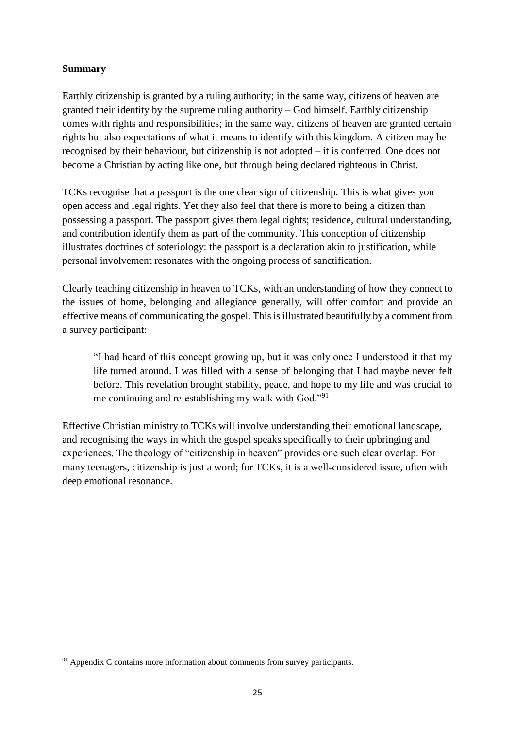**Summary**

Earthly citizenship is granted by a ruling authority; in the same way, citizens of heaven are granted their identity by the supreme ruling authority – God himself. Earthly citizenship comes with rights and responsibilities; in the same way, citizens of heaven are granted certain rights but also expectations of what it means to identify with this kingdom. A citizen may be recognised by their behaviour, but citizenship is not adopted – it is conferred. One does not become a Christian by acting like one, but through being declared righteous in Christ.

TCKs recognise that a passport is the one clear sign of citizenship. This is what gives you open access and legal rights. Yet they also feel that there is more to being a citizen than possessing a passport. The passport gives them legal rights; residence, cultural understanding, and contribution identify them as part of the community. This conception of citizenship illustrates doctrines of soteriology: the passport is a declaration akin to justification, while personal involvement resonates with the ongoing process of sanctification.

Clearly teaching citizenship in heaven to TCKs, with an understanding of how they connect to the issues of home, belonging and allegiance generally, will offer comfort and provide an effective means of communicating the gospel. This is illustrated beautifully by a comment from a survey participant:

> "I had heard of this concept growing up, but it was only once I understood it that my life turned around. I was filled with a sense of belonging that I had maybe never felt before. This revelation brought stability, peace, and hope to my life and was crucial to me continuing and re-establishing my walk with God."[91]

Effective Christian ministry to TCKs will involve understanding their emotional landscape, and recognising the ways in which the gospel speaks specifically to their upbringing and experiences. The theology of "citizenship in heaven" provides one such clear overlap. For many teenagers, citizenship is just a word; for TCKs, it is a well-considered issue, often with deep emotional resonance.

---

[91] Appendix C contains more information about comments from survey participants.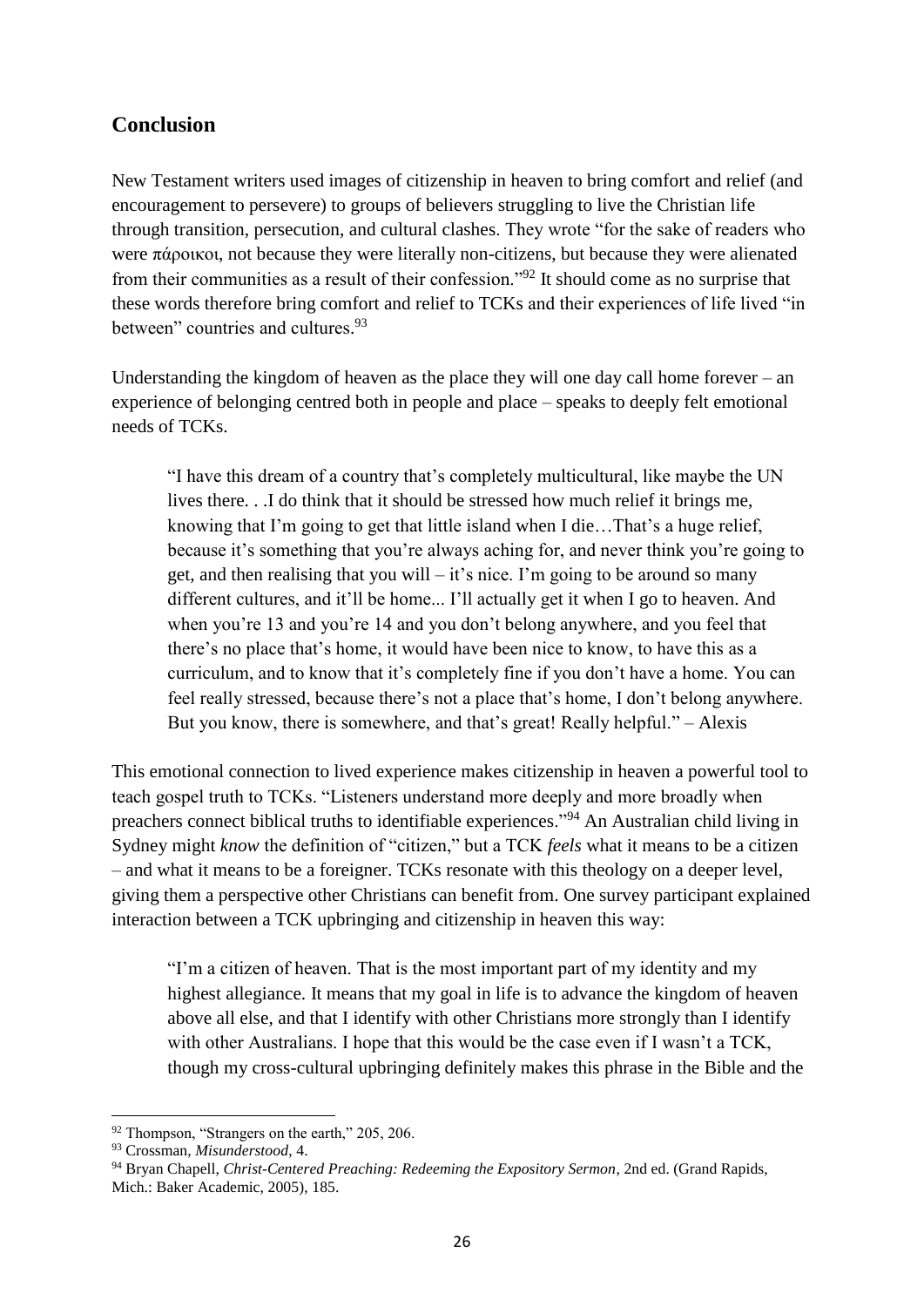## Conclusion

New Testament writers used images of citizenship in heaven to bring comfort and relief (and encouragement to persevere) to groups of believers struggling to live the Christian life through transition, persecution, and cultural clashes. They wrote "for the sake of readers who were πάροικοι, not because they were literally non-citizens, but because they were alienated from their communities as a result of their confession."[92] It should come as no surprise that these words therefore bring comfort and relief to TCKs and their experiences of life lived "in between" countries and cultures.[93]

Understanding the kingdom of heaven as the place they will one day call home forever – an experience of belonging centred both in people and place – speaks to deeply felt emotional needs of TCKs.

> "I have this dream of a country that's completely multicultural, like maybe the UN lives there. . .I do think that it should be stressed how much relief it brings me, knowing that I'm going to get that little island when I die…That's a huge relief, because it's something that you're always aching for, and never think you're going to get, and then realising that you will – it's nice. I'm going to be around so many different cultures, and it'll be home... I'll actually get it when I go to heaven. And when you're 13 and you're 14 and you don't belong anywhere, and you feel that there's no place that's home, it would have been nice to know, to have this as a curriculum, and to know that it's completely fine if you don't have a home. You can feel really stressed, because there's not a place that's home, I don't belong anywhere. But you know, there is somewhere, and that's great! Really helpful." – Alexis

This emotional connection to lived experience makes citizenship in heaven a powerful tool to teach gospel truth to TCKs. "Listeners understand more deeply and more broadly when preachers connect biblical truths to identifiable experiences."[94] An Australian child living in Sydney might *know* the definition of "citizen," but a TCK *feels* what it means to be a citizen – and what it means to be a foreigner. TCKs resonate with this theology on a deeper level, giving them a perspective other Christians can benefit from. One survey participant explained interaction between a TCK upbringing and citizenship in heaven this way:

> "I'm a citizen of heaven. That is the most important part of my identity and my highest allegiance. It means that my goal in life is to advance the kingdom of heaven above all else, and that I identify with other Christians more strongly than I identify with other Australians. I hope that this would be the case even if I wasn't a TCK, though my cross-cultural upbringing definitely makes this phrase in the Bible and the

---

[92] Thompson, "Strangers on the earth," 205, 206.

[93] Crossman, *Misunderstood*, 4.

[94] Bryan Chapell, *Christ-Centered Preaching: Redeeming the Expository Sermon*, 2nd ed. (Grand Rapids, Mich.: Baker Academic, 2005), 185.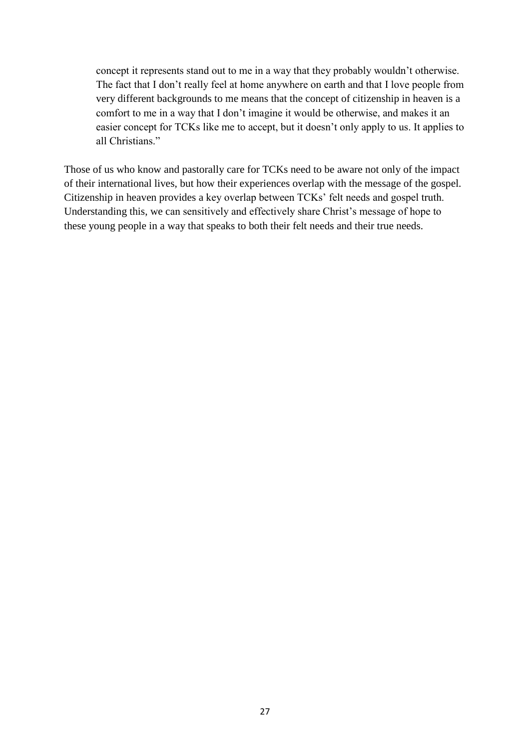> concept it represents stand out to me in a way that they probably wouldn't otherwise. The fact that I don't really feel at home anywhere on earth and that I love people from very different backgrounds to me means that the concept of citizenship in heaven is a comfort to me in a way that I don't imagine it would be otherwise, and makes it an easier concept for TCKs like me to accept, but it doesn't only apply to us. It applies to all Christians."

Those of us who know and pastorally care for TCKs need to be aware not only of the impact of their international lives, but how their experiences overlap with the message of the gospel. Citizenship in heaven provides a key overlap between TCKs' felt needs and gospel truth. Understanding this, we can sensitively and effectively share Christ's message of hope to these young people in a way that speaks to both their felt needs and their true needs.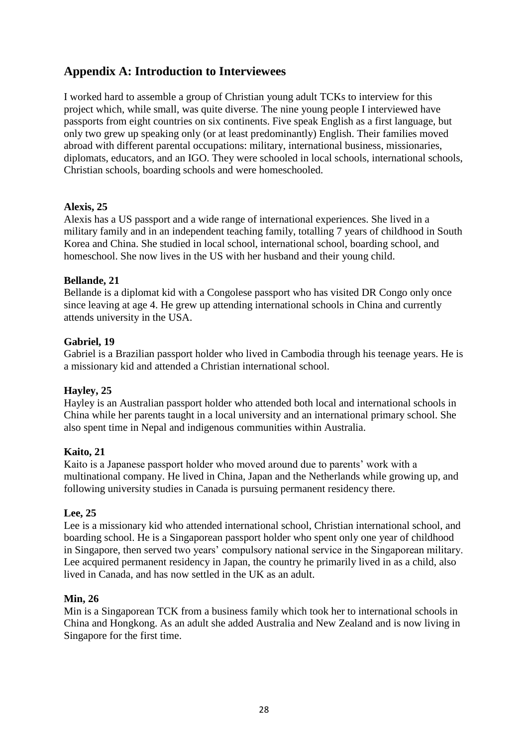## Appendix A: Introduction to Interviewees

I worked hard to assemble a group of Christian young adult TCKs to interview for this project which, while small, was quite diverse. The nine young people I interviewed have passports from eight countries on six continents. Five speak English as a first language, but only two grew up speaking only (or at least predominantly) English. Their families moved abroad with different parental occupations: military, international business, missionaries, diplomats, educators, and an IGO. They were schooled in local schools, international schools, Christian schools, boarding schools and were homeschooled.

**Alexis, 25**
Alexis has a US passport and a wide range of international experiences. She lived in a military family and in an independent teaching family, totalling 7 years of childhood in South Korea and China. She studied in local school, international school, boarding school, and homeschool. She now lives in the US with her husband and their young child.

**Bellande, 21**
Bellande is a diplomat kid with a Congolese passport who has visited DR Congo only once since leaving at age 4. He grew up attending international schools in China and currently attends university in the USA.

**Gabriel, 19**
Gabriel is a Brazilian passport holder who lived in Cambodia through his teenage years. He is a missionary kid and attended a Christian international school.

**Hayley, 25**
Hayley is an Australian passport holder who attended both local and international schools in China while her parents taught in a local university and an international primary school. She also spent time in Nepal and indigenous communities within Australia.

**Kaito, 21**
Kaito is a Japanese passport holder who moved around due to parents' work with a multinational company. He lived in China, Japan and the Netherlands while growing up, and following university studies in Canada is pursuing permanent residency there.

**Lee, 25**
Lee is a missionary kid who attended international school, Christian international school, and boarding school. He is a Singaporean passport holder who spent only one year of childhood in Singapore, then served two years' compulsory national service in the Singaporean military. Lee acquired permanent residency in Japan, the country he primarily lived in as a child, also lived in Canada, and has now settled in the UK as an adult.

**Min, 26**
Min is a Singaporean TCK from a business family which took her to international schools in China and Hongkong. As an adult she added Australia and New Zealand and is now living in Singapore for the first time.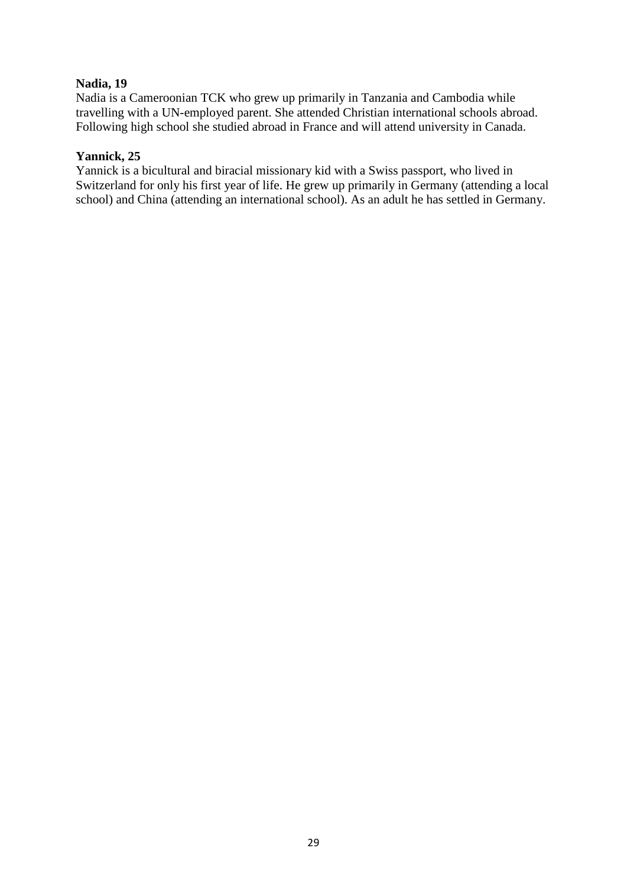**Nadia, 19**
Nadia is a Cameroonian TCK who grew up primarily in Tanzania and Cambodia while travelling with a UN-employed parent. She attended Christian international schools abroad. Following high school she studied abroad in France and will attend university in Canada.

**Yannick, 25**
Yannick is a bicultural and biracial missionary kid with a Swiss passport, who lived in Switzerland for only his first year of life. He grew up primarily in Germany (attending a local school) and China (attending an international school). As an adult he has settled in Germany.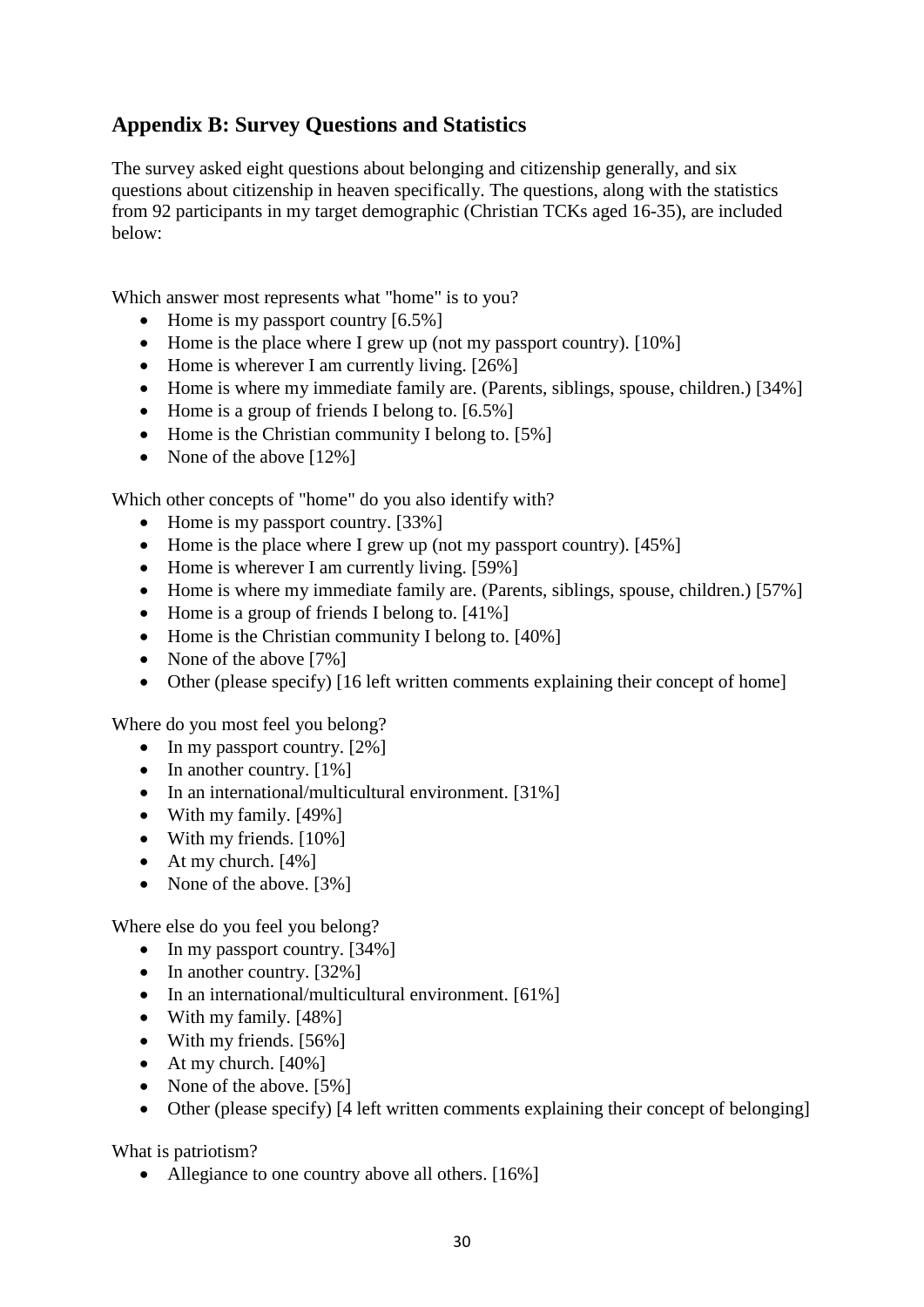## Appendix B: Survey Questions and Statistics

The survey asked eight questions about belonging and citizenship generally, and six questions about citizenship in heaven specifically. The questions, along with the statistics from 92 participants in my target demographic (Christian TCKs aged 16-35), are included below:

Which answer most represents what "home" is to you?

- Home is my passport country [6.5%]
- Home is the place where I grew up (not my passport country). [10%]
- Home is wherever I am currently living. [26%]
- Home is where my immediate family are. (Parents, siblings, spouse, children.) [34%]
- Home is a group of friends I belong to. [6.5%]
- Home is the Christian community I belong to. [5%]
- None of the above [12%]

Which other concepts of "home" do you also identify with?

- Home is my passport country. [33%]
- Home is the place where I grew up (not my passport country). [45%]
- Home is wherever I am currently living. [59%]
- Home is where my immediate family are. (Parents, siblings, spouse, children.) [57%]
- Home is a group of friends I belong to. [41%]
- Home is the Christian community I belong to. [40%]
- None of the above [7%]
- Other (please specify) [16 left written comments explaining their concept of home]

Where do you most feel you belong?

- In my passport country. [2%]
- In another country. [1%]
- In an international/multicultural environment. [31%]
- With my family. [49%]
- With my friends. [10%]
- At my church. [4%]
- None of the above. [3%]

Where else do you feel you belong?

- In my passport country. [34%]
- In another country. [32%]
- In an international/multicultural environment. [61%]
- With my family. [48%]
- With my friends. [56%]
- At my church. [40%]
- None of the above. [5%]
- Other (please specify) [4 left written comments explaining their concept of belonging]

What is patriotism?

- Allegiance to one country above all others. [16%]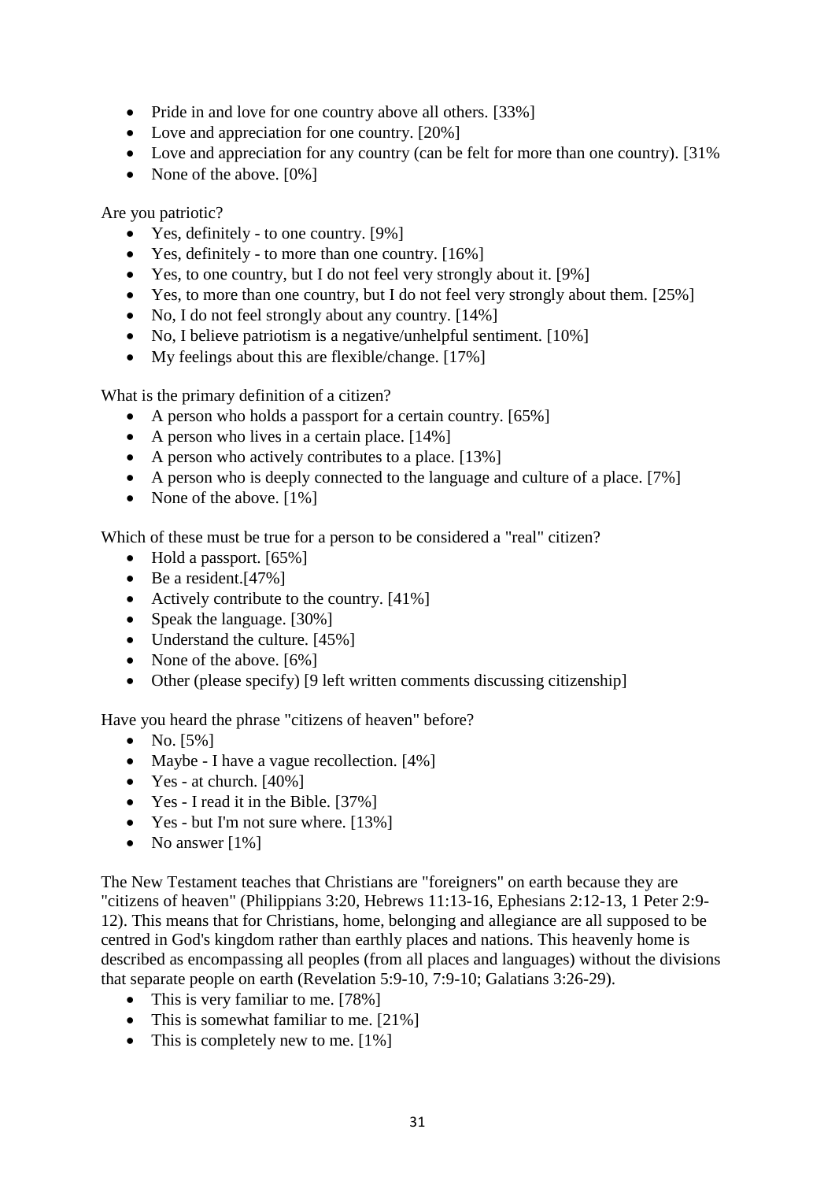- Pride in and love for one country above all others. [33%]
- Love and appreciation for one country. [20%]
- Love and appreciation for any country (can be felt for more than one country). [31%
- None of the above. [0%]

Are you patriotic?

- Yes, definitely - to one country. [9%]
- Yes, definitely - to more than one country. [16%]
- Yes, to one country, but I do not feel very strongly about it. [9%]
- Yes, to more than one country, but I do not feel very strongly about them. [25%]
- No, I do not feel strongly about any country. [14%]
- No, I believe patriotism is a negative/unhelpful sentiment. [10%]
- My feelings about this are flexible/change. [17%]

What is the primary definition of a citizen?

- A person who holds a passport for a certain country. [65%]
- A person who lives in a certain place. [14%]
- A person who actively contributes to a place. [13%]
- A person who is deeply connected to the language and culture of a place. [7%]
- None of the above. [1%]

Which of these must be true for a person to be considered a "real" citizen?

- Hold a passport. [65%]
- Be a resident.[47%]
- Actively contribute to the country. [41%]
- Speak the language. [30%]
- Understand the culture. [45%]
- None of the above. [6%]
- Other (please specify) [9 left written comments discussing citizenship]

Have you heard the phrase "citizens of heaven" before?

- No. [5%]
- Maybe - I have a vague recollection. [4%]
- Yes - at church. [40%]
- Yes - I read it in the Bible. [37%]
- Yes - but I'm not sure where. [13%]
- No answer [1%]

The New Testament teaches that Christians are "foreigners" on earth because they are "citizens of heaven" (Philippians 3:20, Hebrews 11:13-16, Ephesians 2:12-13, 1 Peter 2:9-12). This means that for Christians, home, belonging and allegiance are all supposed to be centred in God's kingdom rather than earthly places and nations. This heavenly home is described as encompassing all peoples (from all places and languages) without the divisions that separate people on earth (Revelation 5:9-10, 7:9-10; Galatians 3:26-29).

- This is very familiar to me. [78%]
- This is somewhat familiar to me. [21%]
- This is completely new to me. [1%]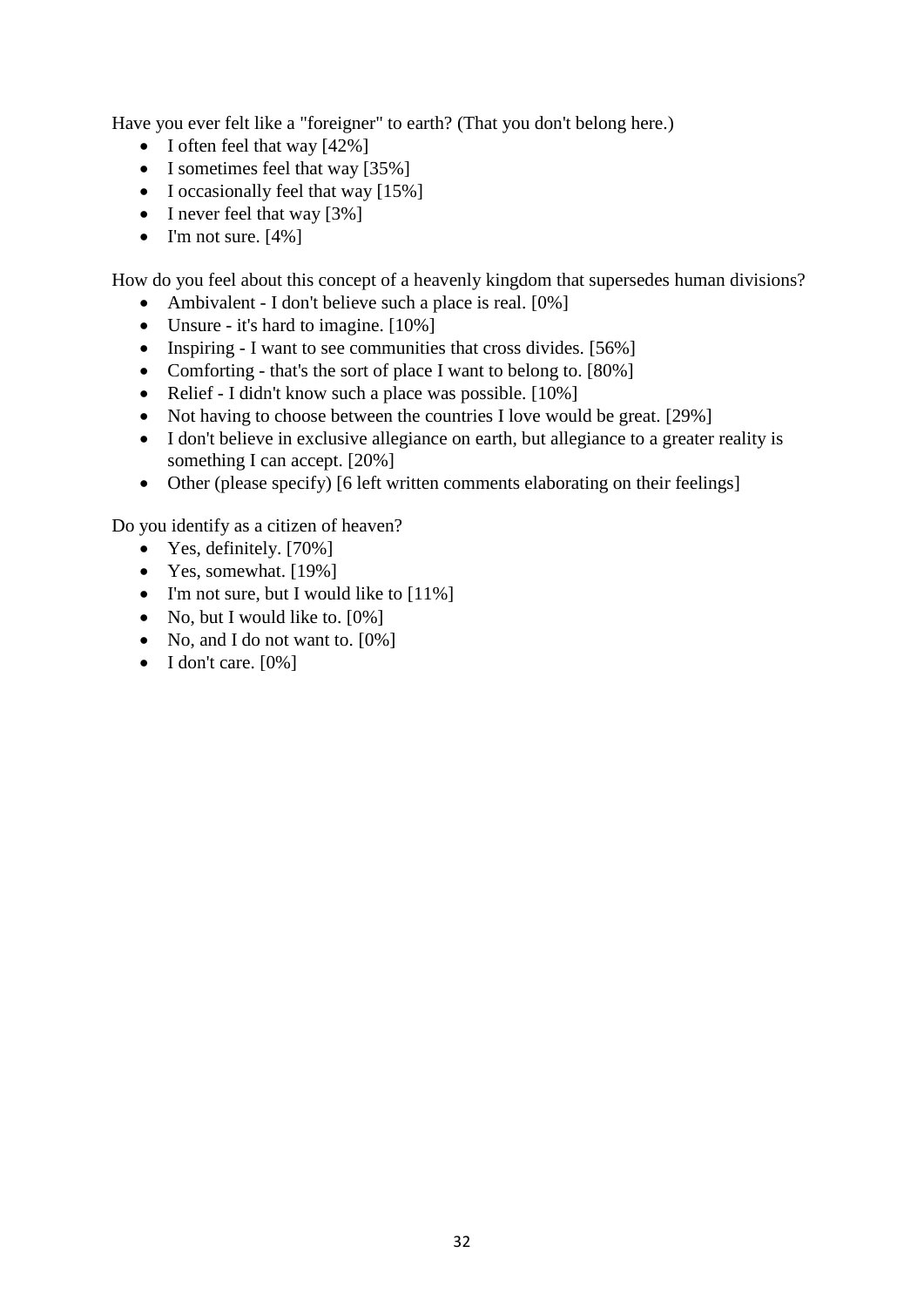Have you ever felt like a "foreigner" to earth? (That you don't belong here.)

- I often feel that way [42%]
- I sometimes feel that way [35%]
- I occasionally feel that way [15%]
- I never feel that way [3%]
- I'm not sure. [4%]

How do you feel about this concept of a heavenly kingdom that supersedes human divisions?

- Ambivalent - I don't believe such a place is real. [0%]
- Unsure - it's hard to imagine. [10%]
- Inspiring - I want to see communities that cross divides. [56%]
- Comforting - that's the sort of place I want to belong to. [80%]
- Relief - I didn't know such a place was possible. [10%]
- Not having to choose between the countries I love would be great. [29%]
- I don't believe in exclusive allegiance on earth, but allegiance to a greater reality is something I can accept. [20%]
- Other (please specify) [6 left written comments elaborating on their feelings]

Do you identify as a citizen of heaven?

- Yes, definitely. [70%]
- Yes, somewhat. [19%]
- I'm not sure, but I would like to [11%]
- No, but I would like to. [0%]
- No, and I do not want to. [0%]
- I don't care. [0%]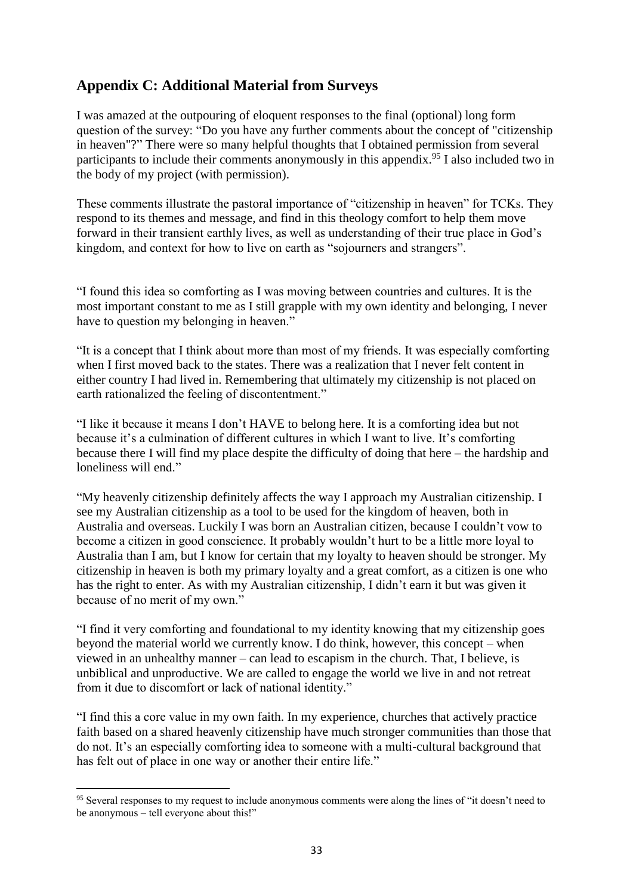## Appendix C: Additional Material from Surveys

I was amazed at the outpouring of eloquent responses to the final (optional) long form question of the survey: "Do you have any further comments about the concept of "citizenship in heaven"?" There were so many helpful thoughts that I obtained permission from several participants to include their comments anonymously in this appendix.[95] I also included two in the body of my project (with permission).

These comments illustrate the pastoral importance of "citizenship in heaven" for TCKs. They respond to its themes and message, and find in this theology comfort to help them move forward in their transient earthly lives, as well as understanding of their true place in God's kingdom, and context for how to live on earth as "sojourners and strangers".

"I found this idea so comforting as I was moving between countries and cultures. It is the most important constant to me as I still grapple with my own identity and belonging, I never have to question my belonging in heaven."

"It is a concept that I think about more than most of my friends. It was especially comforting when I first moved back to the states. There was a realization that I never felt content in either country I had lived in. Remembering that ultimately my citizenship is not placed on earth rationalized the feeling of discontentment."

"I like it because it means I don't HAVE to belong here. It is a comforting idea but not because it's a culmination of different cultures in which I want to live. It's comforting because there I will find my place despite the difficulty of doing that here – the hardship and loneliness will end."

"My heavenly citizenship definitely affects the way I approach my Australian citizenship. I see my Australian citizenship as a tool to be used for the kingdom of heaven, both in Australia and overseas. Luckily I was born an Australian citizen, because I couldn't vow to become a citizen in good conscience. It probably wouldn't hurt to be a little more loyal to Australia than I am, but I know for certain that my loyalty to heaven should be stronger. My citizenship in heaven is both my primary loyalty and a great comfort, as a citizen is one who has the right to enter. As with my Australian citizenship, I didn't earn it but was given it because of no merit of my own."

"I find it very comforting and foundational to my identity knowing that my citizenship goes beyond the material world we currently know. I do think, however, this concept – when viewed in an unhealthy manner – can lead to escapism in the church. That, I believe, is unbiblical and unproductive. We are called to engage the world we live in and not retreat from it due to discomfort or lack of national identity."

"I find this a core value in my own faith. In my experience, churches that actively practice faith based on a shared heavenly citizenship have much stronger communities than those that do not. It's an especially comforting idea to someone with a multi-cultural background that has felt out of place in one way or another their entire life."

---

[95] Several responses to my request to include anonymous comments were along the lines of "it doesn't need to be anonymous – tell everyone about this!"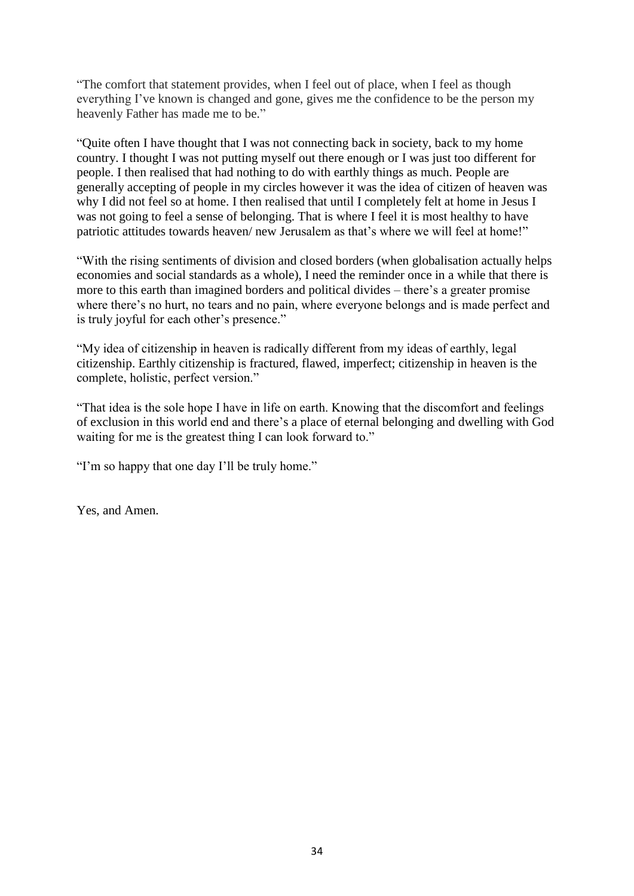"The comfort that statement provides, when I feel out of place, when I feel as though everything I've known is changed and gone, gives me the confidence to be the person my heavenly Father has made me to be."

"Quite often I have thought that I was not connecting back in society, back to my home country. I thought I was not putting myself out there enough or I was just too different for people. I then realised that had nothing to do with earthly things as much. People are generally accepting of people in my circles however it was the idea of citizen of heaven was why I did not feel so at home. I then realised that until I completely felt at home in Jesus I was not going to feel a sense of belonging. That is where I feel it is most healthy to have patriotic attitudes towards heaven/ new Jerusalem as that's where we will feel at home!"

"With the rising sentiments of division and closed borders (when globalisation actually helps economies and social standards as a whole), I need the reminder once in a while that there is more to this earth than imagined borders and political divides – there's a greater promise where there's no hurt, no tears and no pain, where everyone belongs and is made perfect and is truly joyful for each other's presence."

"My idea of citizenship in heaven is radically different from my ideas of earthly, legal citizenship. Earthly citizenship is fractured, flawed, imperfect; citizenship in heaven is the complete, holistic, perfect version."

"That idea is the sole hope I have in life on earth. Knowing that the discomfort and feelings of exclusion in this world end and there's a place of eternal belonging and dwelling with God waiting for me is the greatest thing I can look forward to."

"I'm so happy that one day I'll be truly home."

Yes, and Amen.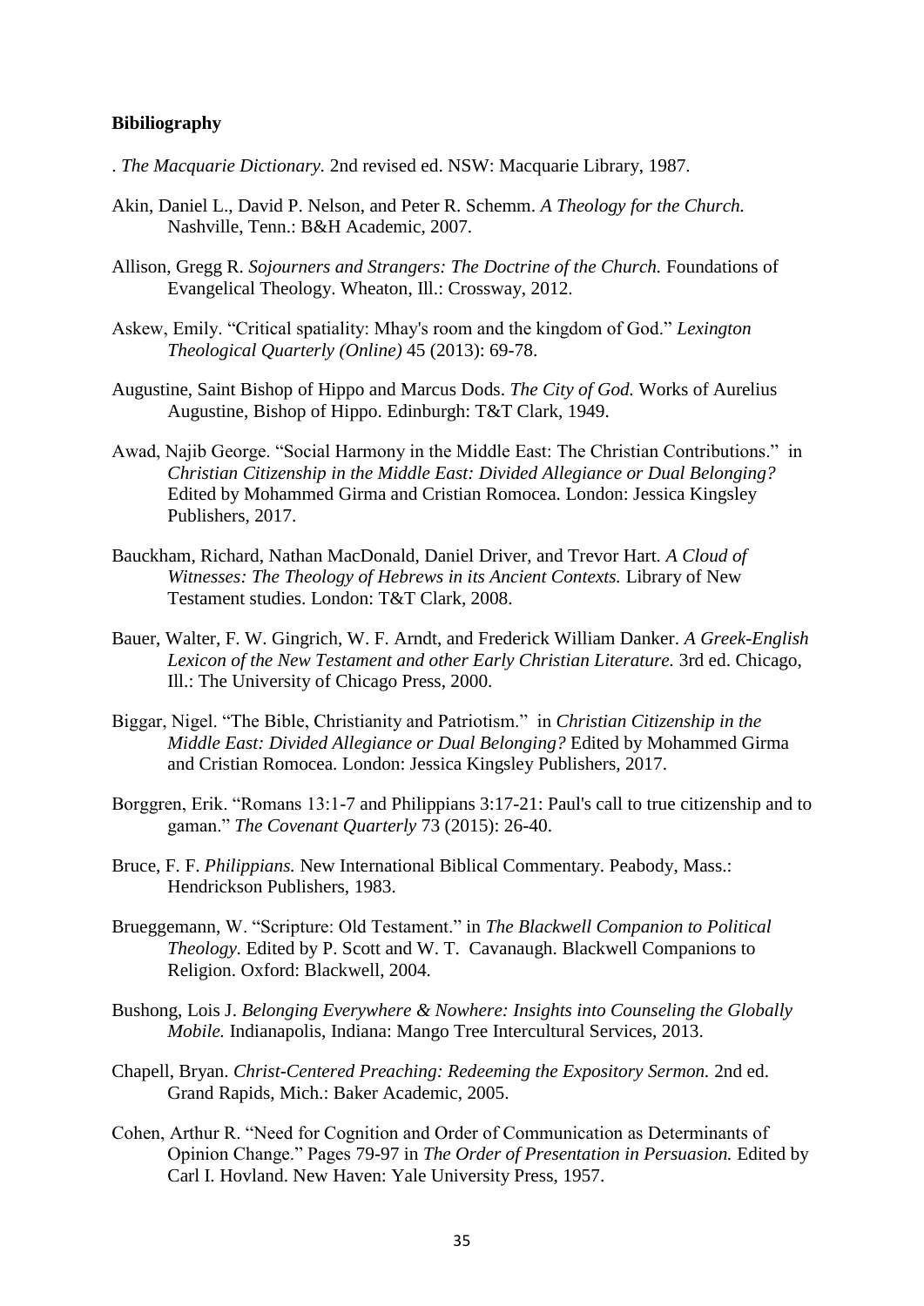**Bibiliography**

. *The Macquarie Dictionary.* 2nd revised ed. NSW: Macquarie Library, 1987.

Akin, Daniel L., David P. Nelson, and Peter R. Schemm. *A Theology for the Church.* Nashville, Tenn.: B&H Academic, 2007.

Allison, Gregg R. *Sojourners and Strangers: The Doctrine of the Church.* Foundations of Evangelical Theology. Wheaton, Ill.: Crossway, 2012.

Askew, Emily. "Critical spatiality: Mhay's room and the kingdom of God." *Lexington Theological Quarterly (Online)* 45 (2013): 69-78.

Augustine, Saint Bishop of Hippo and Marcus Dods. *The City of God.* Works of Aurelius Augustine, Bishop of Hippo. Edinburgh: T&T Clark, 1949.

Awad, Najib George. "Social Harmony in the Middle East: The Christian Contributions." in *Christian Citizenship in the Middle East: Divided Allegiance or Dual Belonging?* Edited by Mohammed Girma and Cristian Romocea. London: Jessica Kingsley Publishers, 2017.

Bauckham, Richard, Nathan MacDonald, Daniel Driver, and Trevor Hart. *A Cloud of Witnesses: The Theology of Hebrews in its Ancient Contexts.* Library of New Testament studies. London: T&T Clark, 2008.

Bauer, Walter, F. W. Gingrich, W. F. Arndt, and Frederick William Danker. *A Greek-English Lexicon of the New Testament and other Early Christian Literature.* 3rd ed. Chicago, Ill.: The University of Chicago Press, 2000.

Biggar, Nigel. "The Bible, Christianity and Patriotism." in *Christian Citizenship in the Middle East: Divided Allegiance or Dual Belonging?* Edited by Mohammed Girma and Cristian Romocea. London: Jessica Kingsley Publishers, 2017.

Borggren, Erik. "Romans 13:1-7 and Philippians 3:17-21: Paul's call to true citizenship and to gaman." *The Covenant Quarterly* 73 (2015): 26-40.

Bruce, F. F. *Philippians.* New International Biblical Commentary. Peabody, Mass.: Hendrickson Publishers, 1983.

Brueggemann, W. "Scripture: Old Testament." in *The Blackwell Companion to Political Theology.* Edited by P. Scott and W. T. Cavanaugh. Blackwell Companions to Religion. Oxford: Blackwell, 2004.

Bushong, Lois J. *Belonging Everywhere & Nowhere: Insights into Counseling the Globally Mobile.* Indianapolis, Indiana: Mango Tree Intercultural Services, 2013.

Chapell, Bryan. *Christ-Centered Preaching: Redeeming the Expository Sermon.* 2nd ed. Grand Rapids, Mich.: Baker Academic, 2005.

Cohen, Arthur R. "Need for Cognition and Order of Communication as Determinants of Opinion Change." Pages 79-97 in *The Order of Presentation in Persuasion.* Edited by Carl I. Hovland. New Haven: Yale University Press, 1957.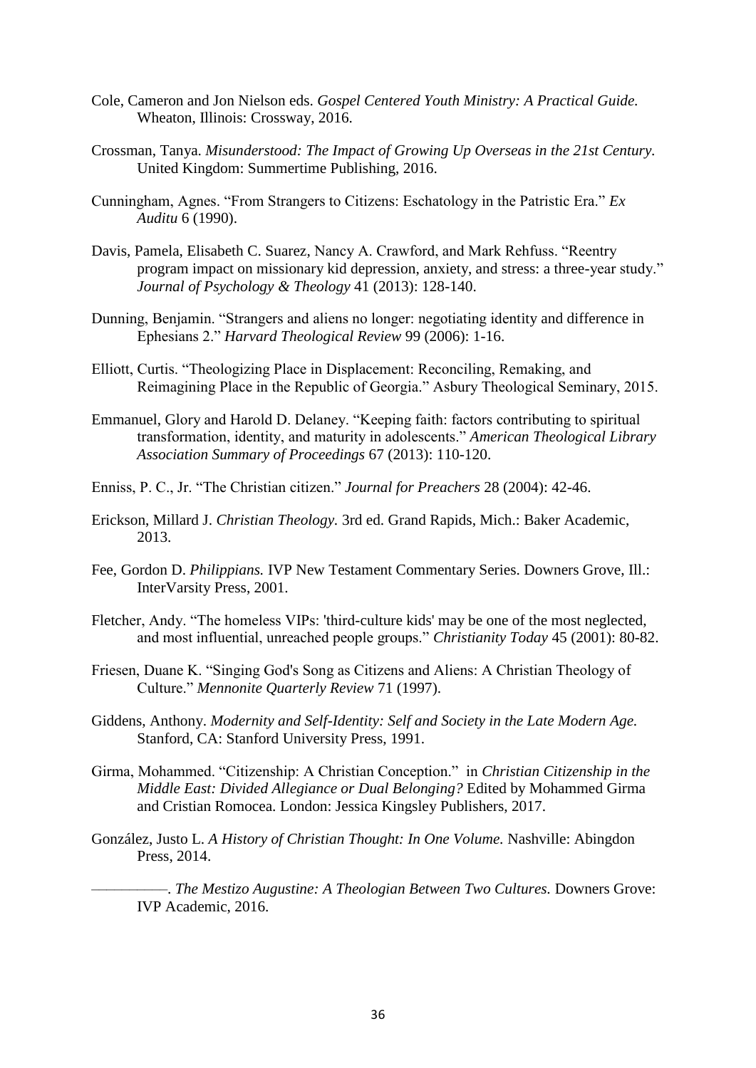Cole, Cameron and Jon Nielson eds. *Gospel Centered Youth Ministry: A Practical Guide.* Wheaton, Illinois: Crossway, 2016.

Crossman, Tanya. *Misunderstood: The Impact of Growing Up Overseas in the 21st Century.* United Kingdom: Summertime Publishing, 2016.

Cunningham, Agnes. "From Strangers to Citizens: Eschatology in the Patristic Era." *Ex Auditu* 6 (1990).

Davis, Pamela, Elisabeth C. Suarez, Nancy A. Crawford, and Mark Rehfuss. "Reentry program impact on missionary kid depression, anxiety, and stress: a three-year study." *Journal of Psychology & Theology* 41 (2013): 128-140.

Dunning, Benjamin. "Strangers and aliens no longer: negotiating identity and difference in Ephesians 2." *Harvard Theological Review* 99 (2006): 1-16.

Elliott, Curtis. "Theologizing Place in Displacement: Reconciling, Remaking, and Reimagining Place in the Republic of Georgia." Asbury Theological Seminary, 2015.

Emmanuel, Glory and Harold D. Delaney. "Keeping faith: factors contributing to spiritual transformation, identity, and maturity in adolescents." *American Theological Library Association Summary of Proceedings* 67 (2013): 110-120.

Enniss, P. C., Jr. "The Christian citizen." *Journal for Preachers* 28 (2004): 42-46.

Erickson, Millard J. *Christian Theology.* 3rd ed. Grand Rapids, Mich.: Baker Academic, 2013.

Fee, Gordon D. *Philippians.* IVP New Testament Commentary Series. Downers Grove, Ill.: InterVarsity Press, 2001.

Fletcher, Andy. "The homeless VIPs: 'third-culture kids' may be one of the most neglected, and most influential, unreached people groups." *Christianity Today* 45 (2001): 80-82.

Friesen, Duane K. "Singing God's Song as Citizens and Aliens: A Christian Theology of Culture." *Mennonite Quarterly Review* 71 (1997).

Giddens, Anthony. *Modernity and Self-Identity: Self and Society in the Late Modern Age.* Stanford, CA: Stanford University Press, 1991.

Girma, Mohammed. "Citizenship: A Christian Conception." in *Christian Citizenship in the Middle East: Divided Allegiance or Dual Belonging?* Edited by Mohammed Girma and Cristian Romocea. London: Jessica Kingsley Publishers, 2017.

González, Justo L. *A History of Christian Thought: In One Volume.* Nashville: Abingdon Press, 2014.

———. *The Mestizo Augustine: A Theologian Between Two Cultures.* Downers Grove: IVP Academic, 2016.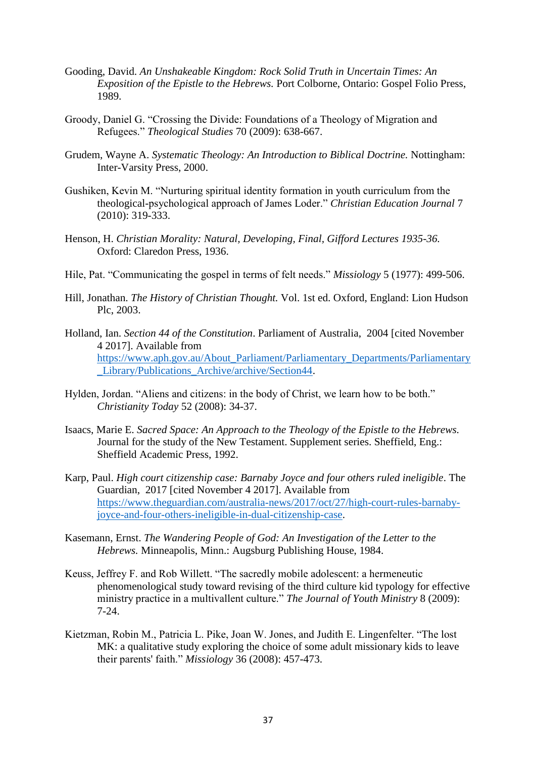Gooding, David. *An Unshakeable Kingdom: Rock Solid Truth in Uncertain Times: An Exposition of the Epistle to the Hebrews.* Port Colborne, Ontario: Gospel Folio Press, 1989.

Groody, Daniel G. "Crossing the Divide: Foundations of a Theology of Migration and Refugees." *Theological Studies* 70 (2009): 638-667.

Grudem, Wayne A. *Systematic Theology: An Introduction to Biblical Doctrine.* Nottingham: Inter-Varsity Press, 2000.

Gushiken, Kevin M. "Nurturing spiritual identity formation in youth curriculum from the theological-psychological approach of James Loder." *Christian Education Journal* 7 (2010): 319-333.

Henson, H. *Christian Morality: Natural, Developing, Final, Gifford Lectures 1935-36.* Oxford: Claredon Press, 1936.

Hile, Pat. "Communicating the gospel in terms of felt needs." *Missiology* 5 (1977): 499-506.

Hill, Jonathan. *The History of Christian Thought.* Vol. 1st ed. Oxford, England: Lion Hudson Plc, 2003.

Holland, Ian. *Section 44 of the Constitution*. Parliament of Australia, 2004 [cited November 4 2017]. Available from https://www.aph.gov.au/About_Parliament/Parliamentary_Departments/Parliamentary_Library/Publications_Archive/archive/Section44.

Hylden, Jordan. "Aliens and citizens: in the body of Christ, we learn how to be both." *Christianity Today* 52 (2008): 34-37.

Isaacs, Marie E. *Sacred Space: An Approach to the Theology of the Epistle to the Hebrews.* Journal for the study of the New Testament. Supplement series. Sheffield, Eng.: Sheffield Academic Press, 1992.

Karp, Paul. *High court citizenship case: Barnaby Joyce and four others ruled ineligible*. The Guardian, 2017 [cited November 4 2017]. Available from https://www.theguardian.com/australia-news/2017/oct/27/high-court-rules-barnaby-joyce-and-four-others-ineligible-in-dual-citizenship-case.

Kasemann, Ernst. *The Wandering People of God: An Investigation of the Letter to the Hebrews.* Minneapolis, Minn.: Augsburg Publishing House, 1984.

Keuss, Jeffrey F. and Rob Willett. "The sacredly mobile adolescent: a hermeneutic phenomenological study toward revising of the third culture kid typology for effective ministry practice in a multivallent culture." *The Journal of Youth Ministry* 8 (2009): 7-24.

Kietzman, Robin M., Patricia L. Pike, Joan W. Jones, and Judith E. Lingenfelter. "The lost MK: a qualitative study exploring the choice of some adult missionary kids to leave their parents' faith." *Missiology* 36 (2008): 457-473.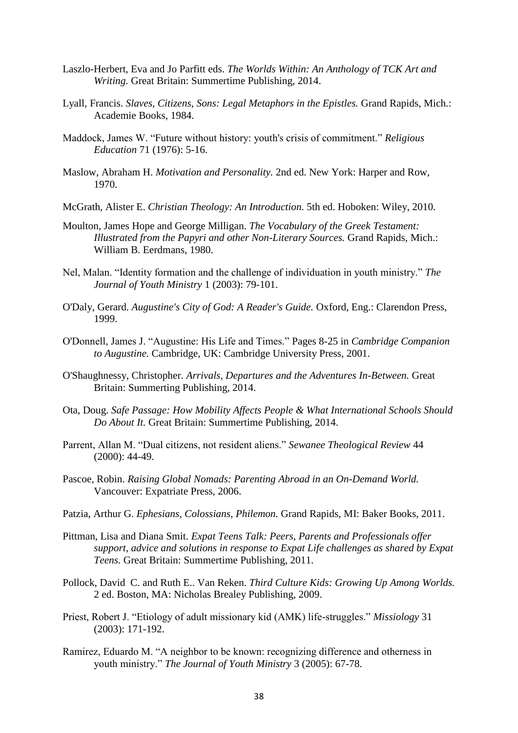Laszlo-Herbert, Eva and Jo Parfitt eds. *The Worlds Within: An Anthology of TCK Art and Writing.* Great Britain: Summertime Publishing, 2014.

Lyall, Francis. *Slaves, Citizens, Sons: Legal Metaphors in the Epistles.* Grand Rapids, Mich.: Academie Books, 1984.

Maddock, James W. "Future without history: youth's crisis of commitment." *Religious Education* 71 (1976): 5-16.

Maslow, Abraham H. *Motivation and Personality.* 2nd ed. New York: Harper and Row, 1970.

McGrath, Alister E. *Christian Theology: An Introduction.* 5th ed. Hoboken: Wiley, 2010.

Moulton, James Hope and George Milligan. *The Vocabulary of the Greek Testament: Illustrated from the Papyri and other Non-Literary Sources.* Grand Rapids, Mich.: William B. Eerdmans, 1980.

Nel, Malan. "Identity formation and the challenge of individuation in youth ministry." *The Journal of Youth Ministry* 1 (2003): 79-101.

O'Daly, Gerard. *Augustine's City of God: A Reader's Guide.* Oxford, Eng.: Clarendon Press, 1999.

O'Donnell, James J. "Augustine: His Life and Times." Pages 8-25 in *Cambridge Companion to Augustine.* Cambridge, UK: Cambridge University Press, 2001.

O'Shaughnessy, Christopher. *Arrivals, Departures and the Adventures In-Between.* Great Britain: Summerting Publishing, 2014.

Ota, Doug. *Safe Passage: How Mobility Affects People & What International Schools Should Do About It.* Great Britain: Summertime Publishing, 2014.

Parrent, Allan M. "Dual citizens, not resident aliens." *Sewanee Theological Review* 44 (2000): 44-49.

Pascoe, Robin. *Raising Global Nomads: Parenting Abroad in an On-Demand World.* Vancouver: Expatriate Press, 2006.

Patzia, Arthur G. *Ephesians, Colossians, Philemon.* Grand Rapids, MI: Baker Books, 2011.

Pittman, Lisa and Diana Smit. *Expat Teens Talk: Peers, Parents and Professionals offer support, advice and solutions in response to Expat Life challenges as shared by Expat Teens.* Great Britain: Summertime Publishing, 2011.

Pollock, David C. and Ruth E.. Van Reken. *Third Culture Kids: Growing Up Among Worlds.* 2 ed. Boston, MA: Nicholas Brealey Publishing, 2009.

Priest, Robert J. "Etiology of adult missionary kid (AMK) life-struggles." *Missiology* 31 (2003): 171-192.

Ramirez, Eduardo M. "A neighbor to be known: recognizing difference and otherness in youth ministry." *The Journal of Youth Ministry* 3 (2005): 67-78.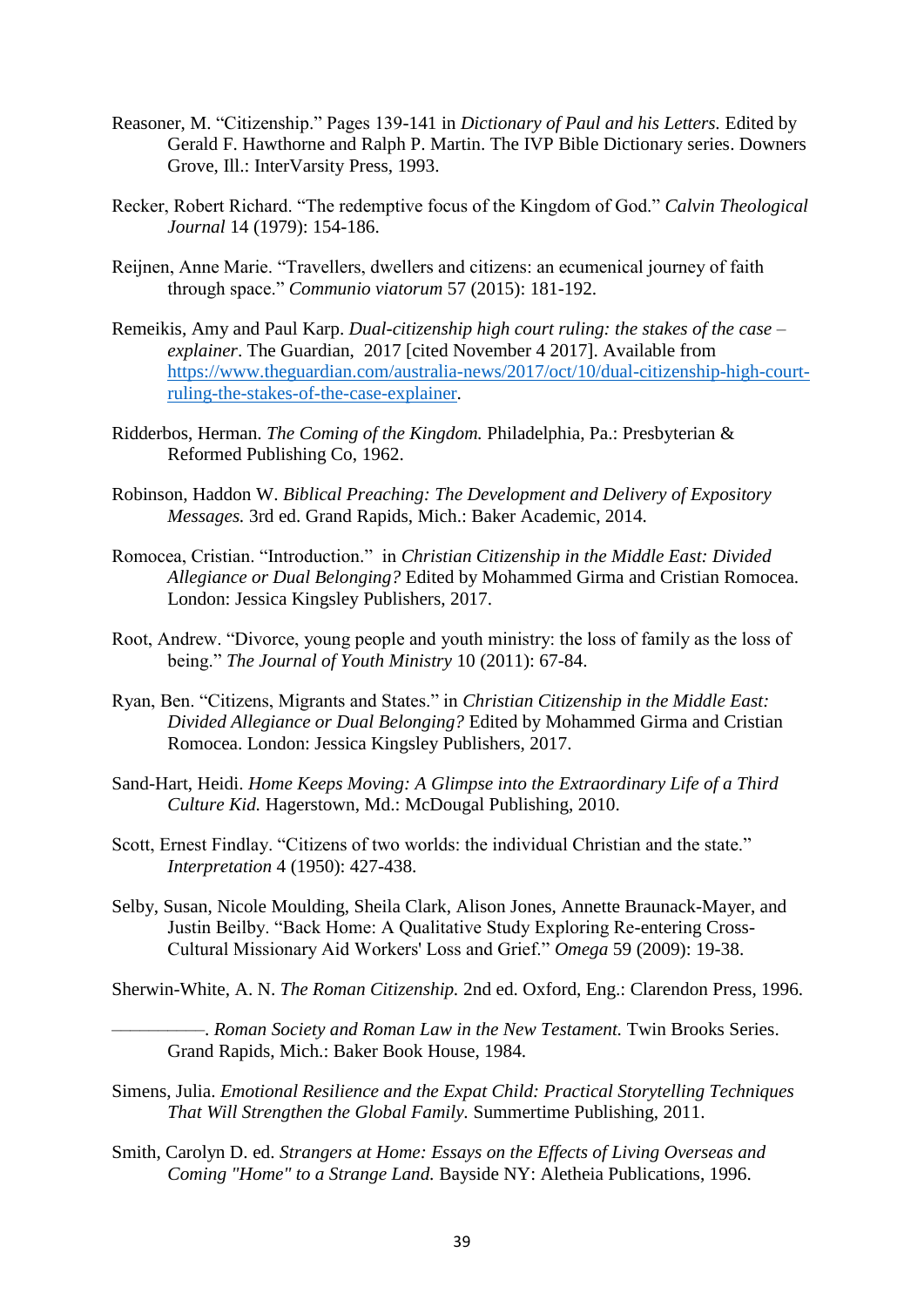Reasoner, M. "Citizenship." Pages 139-141 in *Dictionary of Paul and his Letters.* Edited by Gerald F. Hawthorne and Ralph P. Martin. The IVP Bible Dictionary series. Downers Grove, Ill.: InterVarsity Press, 1993.

Recker, Robert Richard. "The redemptive focus of the Kingdom of God." *Calvin Theological Journal* 14 (1979): 154-186.

Reijnen, Anne Marie. "Travellers, dwellers and citizens: an ecumenical journey of faith through space." *Communio viatorum* 57 (2015): 181-192.

Remeikis, Amy and Paul Karp. *Dual-citizenship high court ruling: the stakes of the case – explainer*. The Guardian, 2017 [cited November 4 2017]. Available from https://www.theguardian.com/australia-news/2017/oct/10/dual-citizenship-high-court-ruling-the-stakes-of-the-case-explainer.

Ridderbos, Herman. *The Coming of the Kingdom.* Philadelphia, Pa.: Presbyterian & Reformed Publishing Co, 1962.

Robinson, Haddon W. *Biblical Preaching: The Development and Delivery of Expository Messages.* 3rd ed. Grand Rapids, Mich.: Baker Academic, 2014.

Romocea, Cristian. "Introduction." in *Christian Citizenship in the Middle East: Divided Allegiance or Dual Belonging?* Edited by Mohammed Girma and Cristian Romocea. London: Jessica Kingsley Publishers, 2017.

Root, Andrew. "Divorce, young people and youth ministry: the loss of family as the loss of being." *The Journal of Youth Ministry* 10 (2011): 67-84.

Ryan, Ben. "Citizens, Migrants and States." in *Christian Citizenship in the Middle East: Divided Allegiance or Dual Belonging?* Edited by Mohammed Girma and Cristian Romocea. London: Jessica Kingsley Publishers, 2017.

Sand-Hart, Heidi. *Home Keeps Moving: A Glimpse into the Extraordinary Life of a Third Culture Kid.* Hagerstown, Md.: McDougal Publishing, 2010.

Scott, Ernest Findlay. "Citizens of two worlds: the individual Christian and the state." *Interpretation* 4 (1950): 427-438.

Selby, Susan, Nicole Moulding, Sheila Clark, Alison Jones, Annette Braunack-Mayer, and Justin Beilby. "Back Home: A Qualitative Study Exploring Re-entering Cross-Cultural Missionary Aid Workers' Loss and Grief." *Omega* 59 (2009): 19-38.

Sherwin-White, A. N. *The Roman Citizenship.* 2nd ed. Oxford, Eng.: Clarendon Press, 1996.

———. *Roman Society and Roman Law in the New Testament.* Twin Brooks Series. Grand Rapids, Mich.: Baker Book House, 1984.

Simens, Julia. *Emotional Resilience and the Expat Child: Practical Storytelling Techniques That Will Strengthen the Global Family.* Summertime Publishing, 2011.

Smith, Carolyn D. ed. *Strangers at Home: Essays on the Effects of Living Overseas and Coming "Home" to a Strange Land.* Bayside NY: Aletheia Publications, 1996.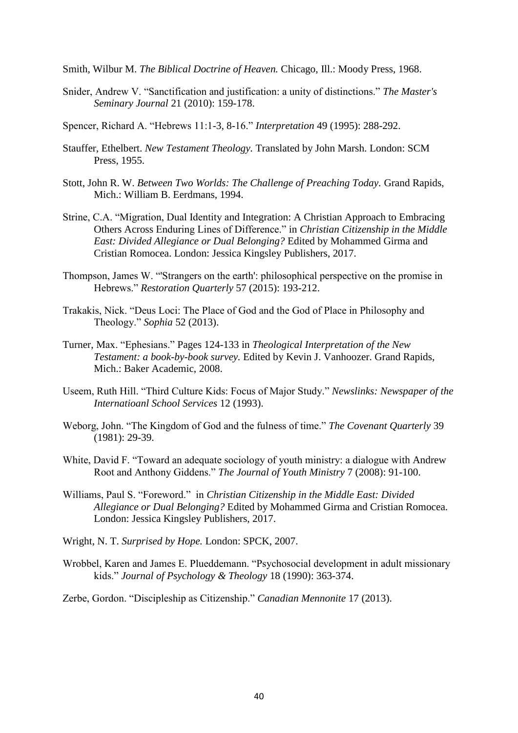Smith, Wilbur M. *The Biblical Doctrine of Heaven.* Chicago, Ill.: Moody Press, 1968.

Snider, Andrew V. "Sanctification and justification: a unity of distinctions." *The Master's Seminary Journal* 21 (2010): 159-178.

Spencer, Richard A. "Hebrews 11:1-3, 8-16." *Interpretation* 49 (1995): 288-292.

Stauffer, Ethelbert. *New Testament Theology.* Translated by John Marsh. London: SCM Press, 1955.

Stott, John R. W. *Between Two Worlds: The Challenge of Preaching Today*. Grand Rapids, Mich.: William B. Eerdmans, 1994.

Strine, C.A. "Migration, Dual Identity and Integration: A Christian Approach to Embracing Others Across Enduring Lines of Difference." in *Christian Citizenship in the Middle East: Divided Allegiance or Dual Belonging?* Edited by Mohammed Girma and Cristian Romocea. London: Jessica Kingsley Publishers, 2017.

Thompson, James W. "'Strangers on the earth': philosophical perspective on the promise in Hebrews." *Restoration Quarterly* 57 (2015): 193-212.

Trakakis, Nick. "Deus Loci: The Place of God and the God of Place in Philosophy and Theology." *Sophia* 52 (2013).

Turner, Max. "Ephesians." Pages 124-133 in *Theological Interpretation of the New Testament: a book-by-book survey.* Edited by Kevin J. Vanhoozer. Grand Rapids, Mich.: Baker Academic, 2008.

Useem, Ruth Hill. "Third Culture Kids: Focus of Major Study." *Newslinks: Newspaper of the Internatioanl School Services* 12 (1993).

Weborg, John. "The Kingdom of God and the fulness of time." *The Covenant Quarterly* 39 (1981): 29-39.

White, David F. "Toward an adequate sociology of youth ministry: a dialogue with Andrew Root and Anthony Giddens." *The Journal of Youth Ministry* 7 (2008): 91-100.

Williams, Paul S. "Foreword." in *Christian Citizenship in the Middle East: Divided Allegiance or Dual Belonging?* Edited by Mohammed Girma and Cristian Romocea. London: Jessica Kingsley Publishers, 2017.

Wright, N. T. *Surprised by Hope.* London: SPCK, 2007.

Wrobbel, Karen and James E. Plueddemann. "Psychosocial development in adult missionary kids." *Journal of Psychology & Theology* 18 (1990): 363-374.

Zerbe, Gordon. "Discipleship as Citizenship." *Canadian Mennonite* 17 (2013).